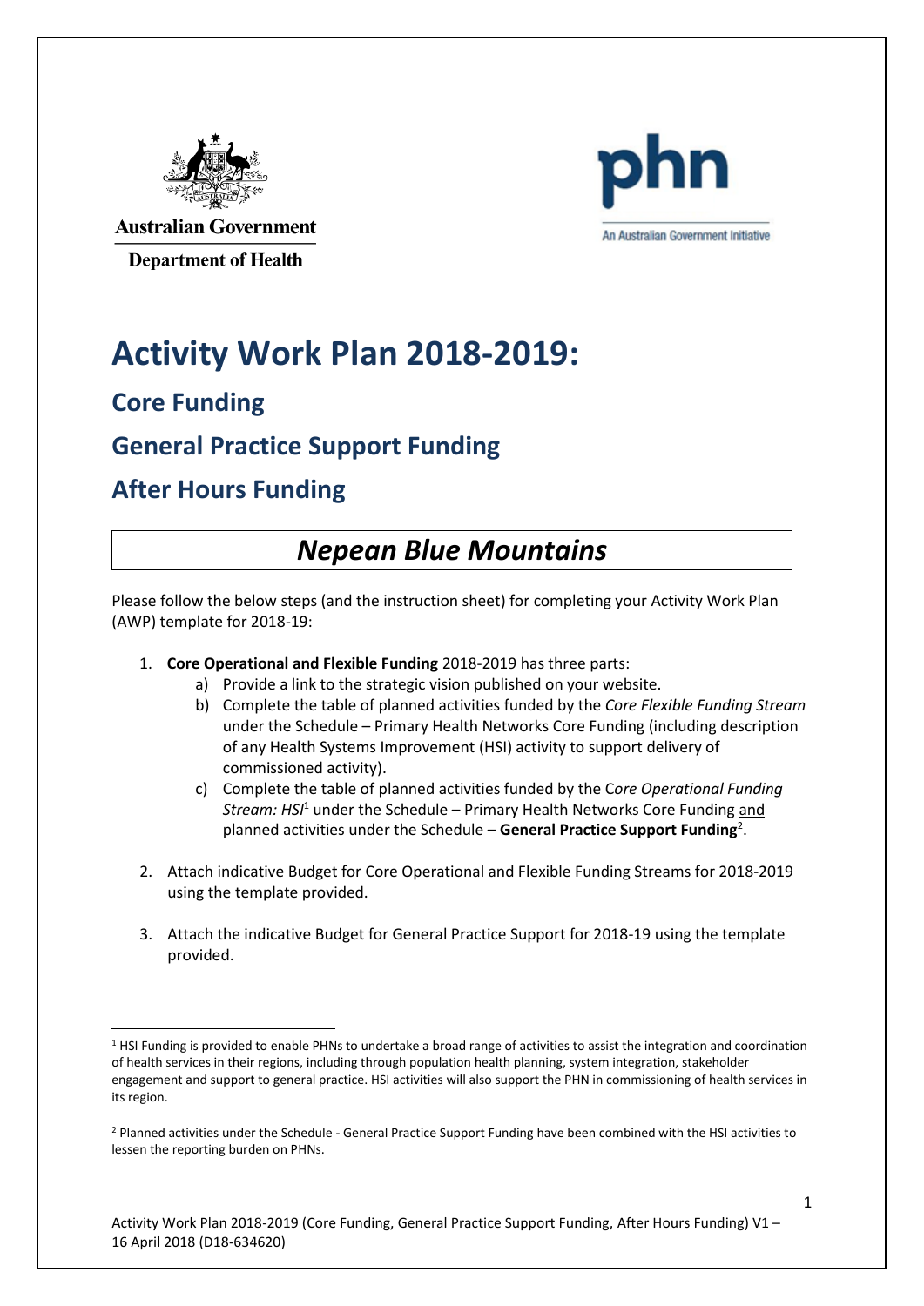Australian Government

Department of Health

phn

An Australian Government Initiative

# Activity Work Plan 2018-2019:

## Core Funding

## General Practice Support Funding

## After Hours Funding

## *Nepean Blue Mountains*

Please follow the below steps (and the instruction sheet) for completing your Activity Work Plan (AWP) template for 2018-19:

1. **Core Operational and Flexible Funding** 2018-2019 has three parts:
    a) Provide a link to the strategic vision published on your website.
    b) Complete the table of planned activities funded by the *Core Flexible Funding Stream* under the Schedule – Primary Health Networks Core Funding (including description of any Health Systems Improvement (HSI) activity to support delivery of commissioned activity).
    c) Complete the table of planned activities funded by the C*ore Operational Funding Stream: HSI*[1] under the Schedule – Primary Health Networks Core Funding and planned activities under the Schedule – **General Practice Support Funding**[2].

2. Attach indicative Budget for Core Operational and Flexible Funding Streams for 2018-2019 using the template provided.

3. Attach the indicative Budget for General Practice Support for 2018-19 using the template provided.

[1] HSI Funding is provided to enable PHNs to undertake a broad range of activities to assist the integration and coordination of health services in their regions, including through population health planning, system integration, stakeholder engagement and support to general practice. HSI activities will also support the PHN in commissioning of health services in its region.

[2] Planned activities under the Schedule - General Practice Support Funding have been combined with the HSI activities to lessen the reporting burden on PHNs.

Activity Work Plan 2018-2019 (Core Funding, General Practice Support Funding, After Hours Funding) V1 – 16 April 2018 (D18-634620)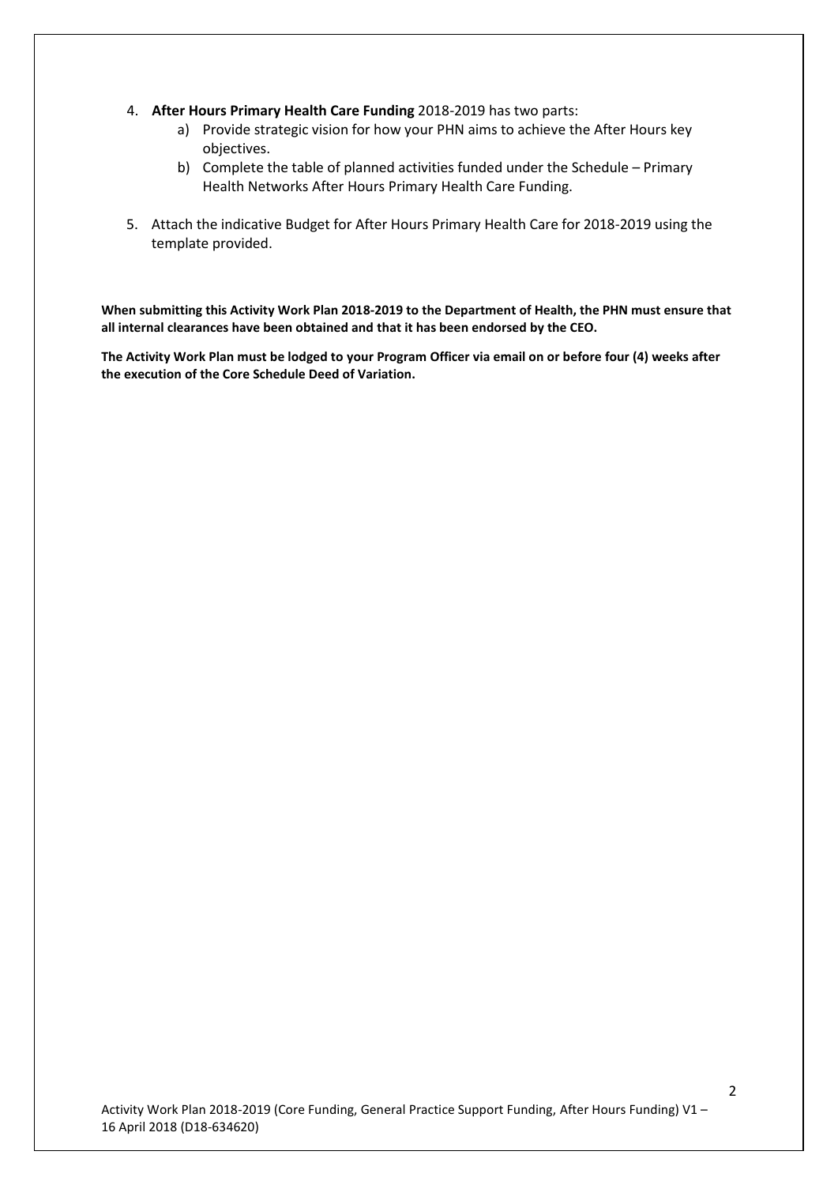4. **After Hours Primary Health Care Funding** 2018-2019 has two parts:
    a) Provide strategic vision for how your PHN aims to achieve the After Hours key objectives.
    b) Complete the table of planned activities funded under the Schedule – Primary Health Networks After Hours Primary Health Care Funding.

5. Attach the indicative Budget for After Hours Primary Health Care for 2018-2019 using the template provided.

**When submitting this Activity Work Plan 2018-2019 to the Department of Health, the PHN must ensure that all internal clearances have been obtained and that it has been endorsed by the CEO.**

**The Activity Work Plan must be lodged to your Program Officer via email on or before four (4) weeks after the execution of the Core Schedule Deed of Variation.**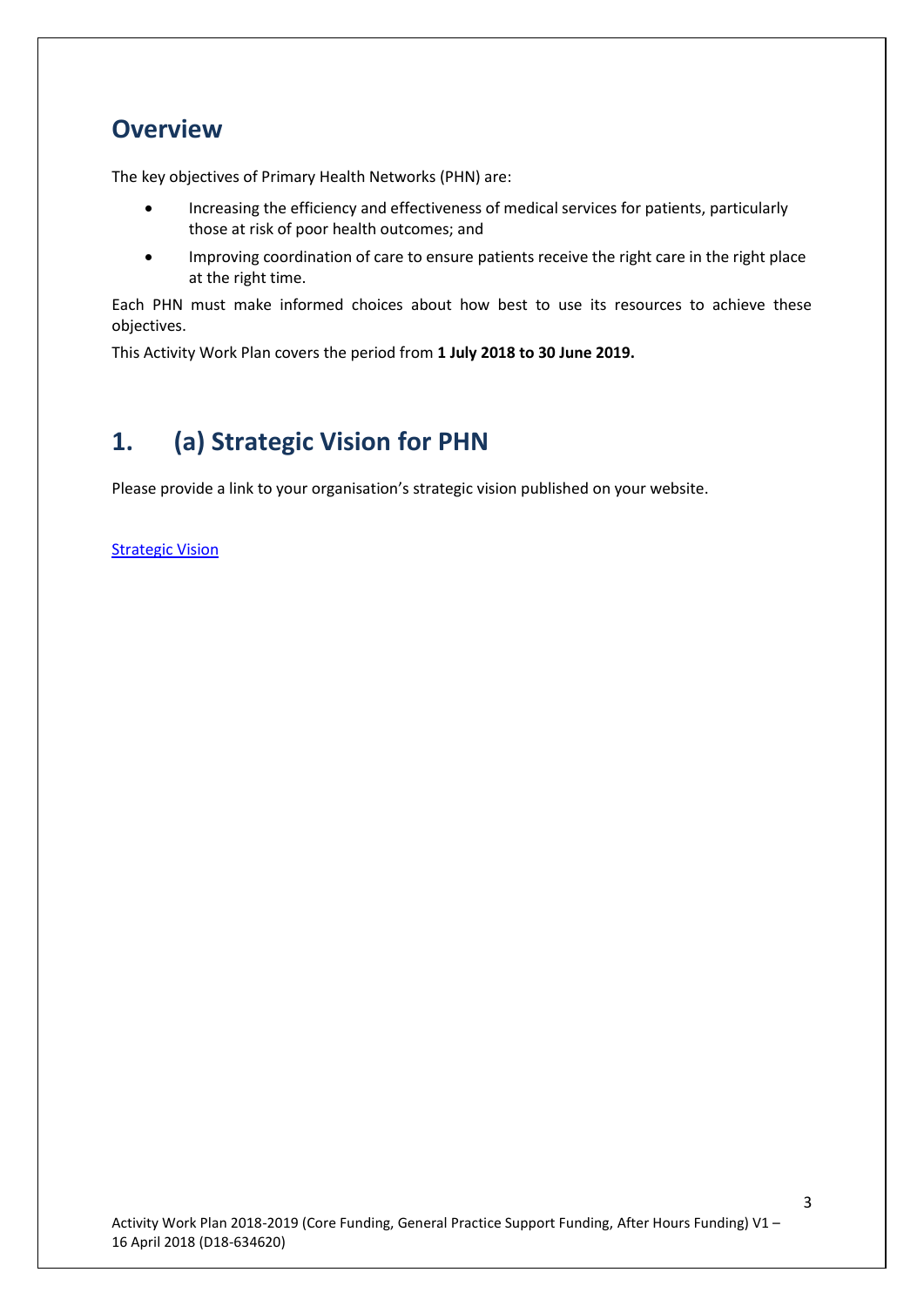## Overview

The key objectives of Primary Health Networks (PHN) are:

- Increasing the efficiency and effectiveness of medical services for patients, particularly those at risk of poor health outcomes; and
- Improving coordination of care to ensure patients receive the right care in the right place at the right time.

Each PHN must make informed choices about how best to use its resources to achieve these objectives.

This Activity Work Plan covers the period from **1 July 2018 to 30 June 2019.**

## 1. (a) Strategic Vision for PHN

Please provide a link to your organisation's strategic vision published on your website.

Strategic Vision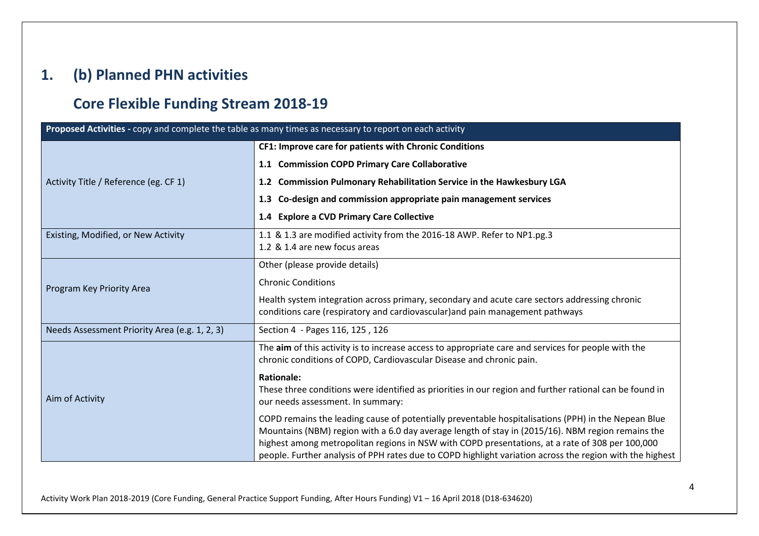# 1. (b) Planned PHN activities

## Core Flexible Funding Stream 2018-19

| **Proposed Activities -** copy and complete the table as many times as necessary to report on each activity | |
|---|---|
| Activity Title / Reference (eg. CF 1) | **CF1: Improve care for patients with Chronic Conditions**<br>**1.1 Commission COPD Primary Care Collaborative**<br>**1.2 Commission Pulmonary Rehabilitation Service in the Hawkesbury LGA**<br>**1.3 Co-design and commission appropriate pain management services**<br>**1.4 Explore a CVD Primary Care Collective** |
| Existing, Modified, or New Activity | 1.1 & 1.3 are modified activity from the 2016-18 AWP. Refer to NP1.pg.3<br>1.2 & 1.4 are new focus areas |
| Program Key Priority Area | Other (please provide details)<br>Chronic Conditions<br>Health system integration across primary, secondary and acute care sectors addressing chronic conditions care (respiratory and cardiovascular)and pain management pathways |
| Needs Assessment Priority Area (e.g. 1, 2, 3) | Section 4 - Pages 116, 125 , 126 |
| Aim of Activity | The **aim** of this activity is to increase access to appropriate care and services for people with the chronic conditions of COPD, Cardiovascular Disease and chronic pain.<br>**Rationale:**<br>These three conditions were identified as priorities in our region and further rational can be found in our needs assessment. In summary:<br>COPD remains the leading cause of potentially preventable hospitalisations (PPH) in the Nepean Blue Mountains (NBM) region with a 6.0 day average length of stay in (2015/16). NBM region remains the highest among metropolitan regions in NSW with COPD presentations, at a rate of 308 per 100,000 people. Further analysis of PPH rates due to COPD highlight variation across the region with the highest |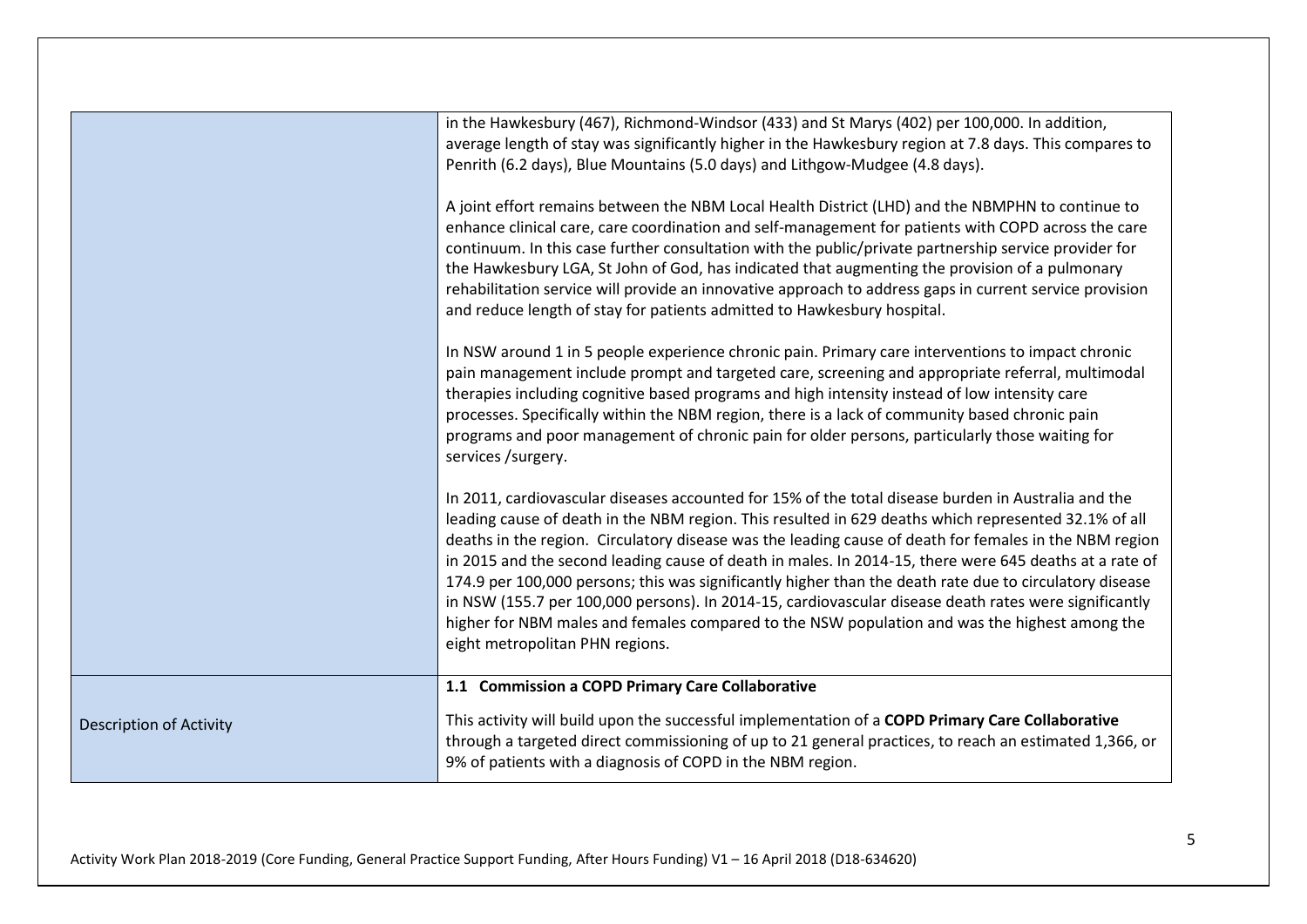| | |
|---|---|
| | in the Hawkesbury (467), Richmond-Windsor (433) and St Marys (402) per 100,000. In addition, average length of stay was significantly higher in the Hawkesbury region at 7.8 days. This compares to Penrith (6.2 days), Blue Mountains (5.0 days) and Lithgow-Mudgee (4.8 days).<br><br>A joint effort remains between the NBM Local Health District (LHD) and the NBMPHN to continue to enhance clinical care, care coordination and self-management for patients with COPD across the care continuum. In this case further consultation with the public/private partnership service provider for the Hawkesbury LGA, St John of God, has indicated that augmenting the provision of a pulmonary rehabilitation service will provide an innovative approach to address gaps in current service provision and reduce length of stay for patients admitted to Hawkesbury hospital.<br><br>In NSW around 1 in 5 people experience chronic pain. Primary care interventions to impact chronic pain management include prompt and targeted care, screening and appropriate referral, multimodal therapies including cognitive based programs and high intensity instead of low intensity care processes. Specifically within the NBM region, there is a lack of community based chronic pain programs and poor management of chronic pain for older persons, particularly those waiting for services /surgery.<br><br>In 2011, cardiovascular diseases accounted for 15% of the total disease burden in Australia and the leading cause of death in the NBM region. This resulted in 629 deaths which represented 32.1% of all deaths in the region. Circulatory disease was the leading cause of death for females in the NBM region in 2015 and the second leading cause of death in males. In 2014-15, there were 645 deaths at a rate of 174.9 per 100,000 persons; this was significantly higher than the death rate due to circulatory disease in NSW (155.7 per 100,000 persons). In 2014-15, cardiovascular disease death rates were significantly higher for NBM males and females compared to the NSW population and was the highest among the eight metropolitan PHN regions. |
| Description of Activity | **1.1 Commission a COPD Primary Care Collaborative**<br><br>This activity will build upon the successful implementation of a **COPD Primary Care Collaborative** through a targeted direct commissioning of up to 21 general practices, to reach an estimated 1,366, or 9% of patients with a diagnosis of COPD in the NBM region. |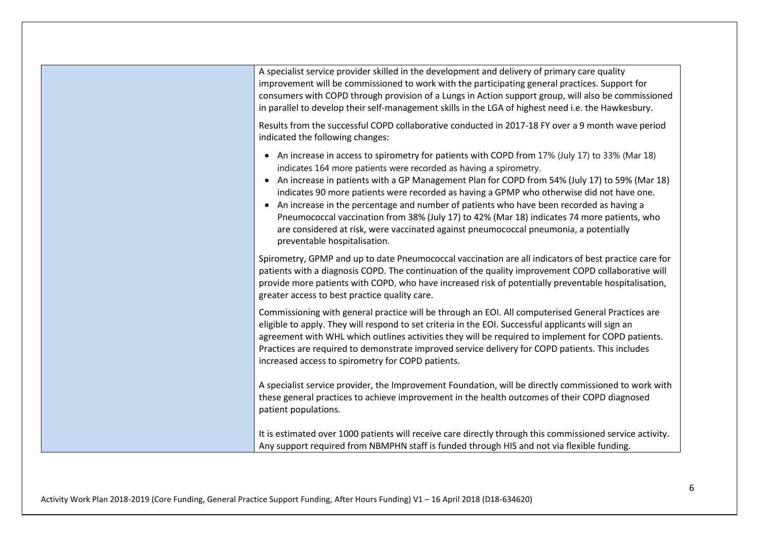| | |
|---|---|
| | A specialist service provider skilled in the development and delivery of primary care quality improvement will be commissioned to work with the participating general practices. Support for consumers with COPD through provision of a Lungs in Action support group, will also be commissioned in parallel to develop their self-management skills in the LGA of highest need i.e. the Hawkesbury.<br><br>Results from the successful COPD collaborative conducted in 2017-18 FY over a 9 month wave period indicated the following changes:<br><br>• An increase in access to spirometry for patients with COPD from 17% (July 17) to 33% (Mar 18) indicates 164 more patients were recorded as having a spirometry.<br>• An increase in patients with a GP Management Plan for COPD from 54% (July 17) to 59% (Mar 18) indicates 90 more patients were recorded as having a GPMP who otherwise did not have one.<br>• An increase in the percentage and number of patients who have been recorded as having a Pneumococcal vaccination from 38% (July 17) to 42% (Mar 18) indicates 74 more patients, who are considered at risk, were vaccinated against pneumococcal pneumonia, a potentially preventable hospitalisation.<br><br>Spirometry, GPMP and up to date Pneumococcal vaccination are all indicators of best practice care for patients with a diagnosis COPD. The continuation of the quality improvement COPD collaborative will provide more patients with COPD, who have increased risk of potentially preventable hospitalisation, greater access to best practice quality care.<br><br>Commissioning with general practice will be through an EOI. All computerised General Practices are eligible to apply. They will respond to set criteria in the EOI. Successful applicants will sign an agreement with WHL which outlines activities they will be required to implement for COPD patients. Practices are required to demonstrate improved service delivery for COPD patients. This includes increased access to spirometry for COPD patients.<br><br>A specialist service provider, the Improvement Foundation, will be directly commissioned to work with these general practices to achieve improvement in the health outcomes of their COPD diagnosed patient populations.<br><br>It is estimated over 1000 patients will receive care directly through this commissioned service activity. Any support required from NBMPHN staff is funded through HIS and not via flexible funding. |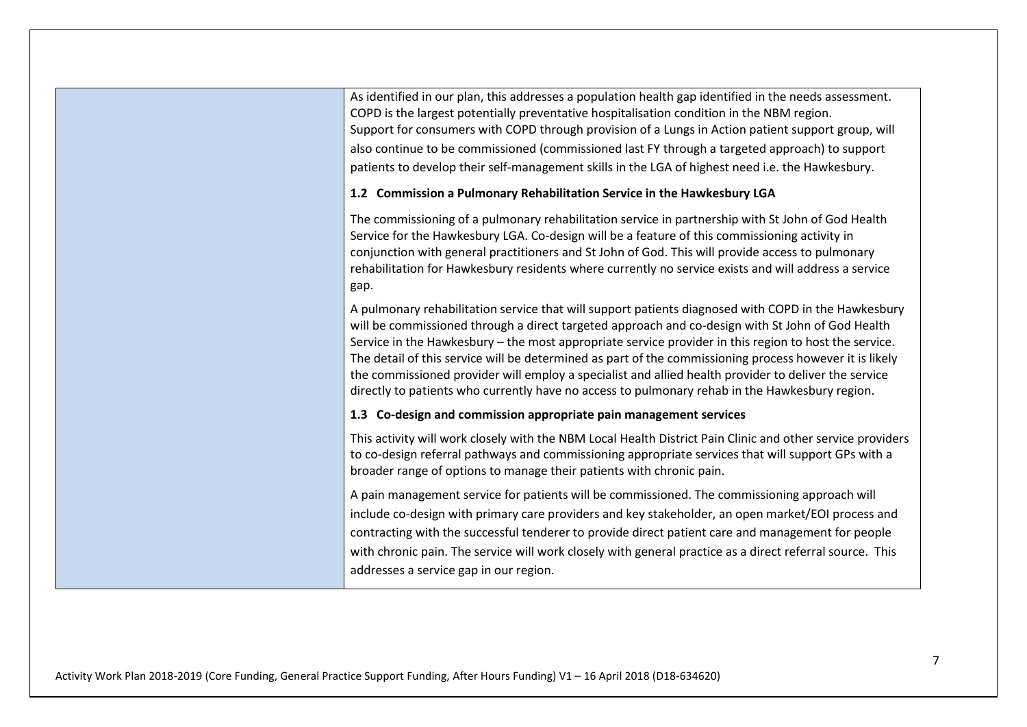| | |
|---|---|
| | As identified in our plan, this addresses a population health gap identified in the needs assessment. COPD is the largest potentially preventative hospitalisation condition in the NBM region.<br>Support for consumers with COPD through provision of a Lungs in Action patient support group, will also continue to be commissioned (commissioned last FY through a targeted approach) to support patients to develop their self-management skills in the LGA of highest need i.e. the Hawkesbury.<br><br>**1.2 Commission a Pulmonary Rehabilitation Service in the Hawkesbury LGA**<br><br>The commissioning of a pulmonary rehabilitation service in partnership with St John of God Health Service for the Hawkesbury LGA. Co-design will be a feature of this commissioning activity in conjunction with general practitioners and St John of God. This will provide access to pulmonary rehabilitation for Hawkesbury residents where currently no service exists and will address a service gap.<br><br>A pulmonary rehabilitation service that will support patients diagnosed with COPD in the Hawkesbury will be commissioned through a direct targeted approach and co-design with St John of God Health Service in the Hawkesbury – the most appropriate service provider in this region to host the service. The detail of this service will be determined as part of the commissioning process however it is likely the commissioned provider will employ a specialist and allied health provider to deliver the service directly to patients who currently have no access to pulmonary rehab in the Hawkesbury region.<br><br>**1.3 Co-design and commission appropriate pain management services**<br><br>This activity will work closely with the NBM Local Health District Pain Clinic and other service providers to co-design referral pathways and commissioning appropriate services that will support GPs with a broader range of options to manage their patients with chronic pain.<br><br>A pain management service for patients will be commissioned. The commissioning approach will include co-design with primary care providers and key stakeholder, an open market/EOI process and contracting with the successful tenderer to provide direct patient care and management for people with chronic pain. The service will work closely with general practice as a direct referral source. This addresses a service gap in our region. |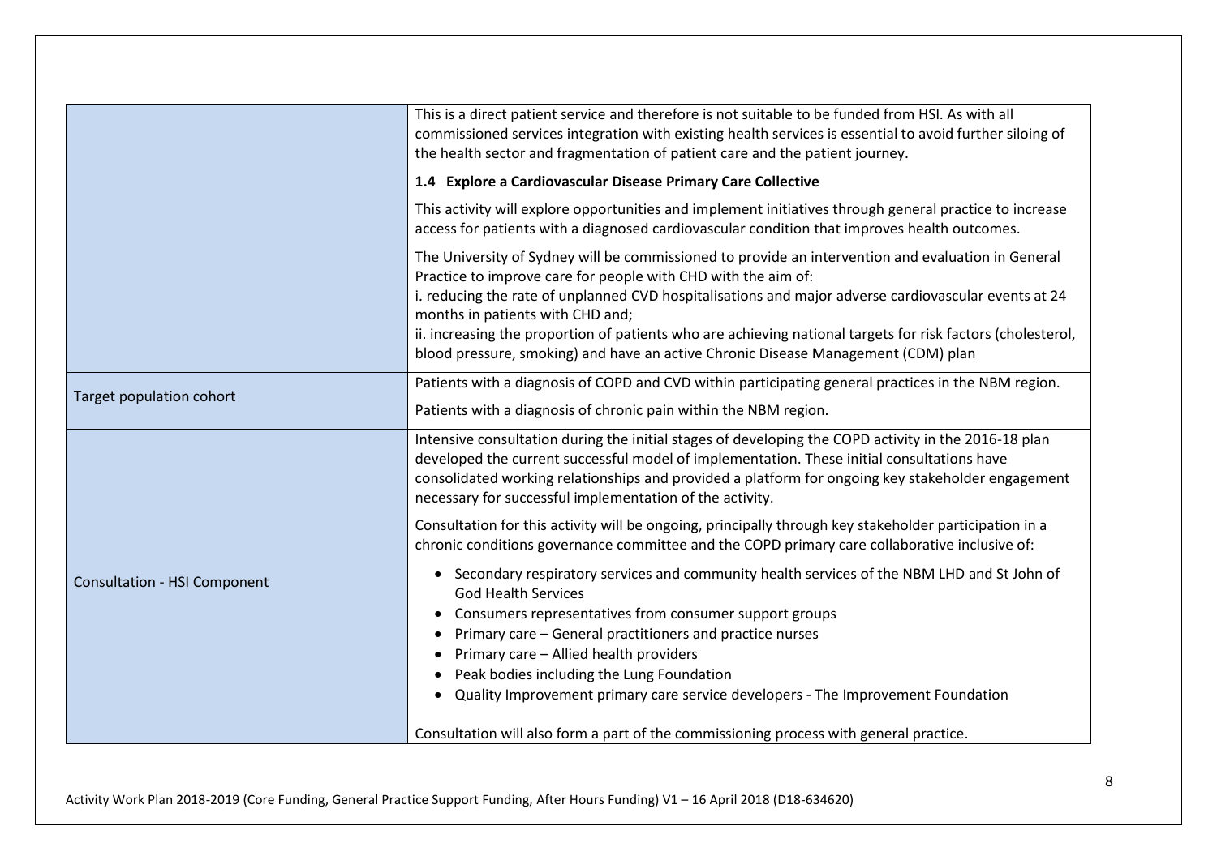| | |
|---|---|
| | This is a direct patient service and therefore is not suitable to be funded from HSI. As with all commissioned services integration with existing health services is essential to avoid further siloing of the health sector and fragmentation of patient care and the patient journey.<br><br>**1.4 Explore a Cardiovascular Disease Primary Care Collective**<br><br>This activity will explore opportunities and implement initiatives through general practice to increase access for patients with a diagnosed cardiovascular condition that improves health outcomes.<br><br>The University of Sydney will be commissioned to provide an intervention and evaluation in General Practice to improve care for people with CHD with the aim of:<br>i. reducing the rate of unplanned CVD hospitalisations and major adverse cardiovascular events at 24 months in patients with CHD and;<br>ii. increasing the proportion of patients who are achieving national targets for risk factors (cholesterol, blood pressure, smoking) and have an active Chronic Disease Management (CDM) plan |
| Target population cohort | Patients with a diagnosis of COPD and CVD within participating general practices in the NBM region.<br><br>Patients with a diagnosis of chronic pain within the NBM region. |
| Consultation - HSI Component | Intensive consultation during the initial stages of developing the COPD activity in the 2016-18 plan developed the current successful model of implementation. These initial consultations have consolidated working relationships and provided a platform for ongoing key stakeholder engagement necessary for successful implementation of the activity.<br><br>Consultation for this activity will be ongoing, principally through key stakeholder participation in a chronic conditions governance committee and the COPD primary care collaborative inclusive of:<br><br>• Secondary respiratory services and community health services of the NBM LHD and St John of God Health Services<br>• Consumers representatives from consumer support groups<br>• Primary care – General practitioners and practice nurses<br>• Primary care – Allied health providers<br>• Peak bodies including the Lung Foundation<br>• Quality Improvement primary care service developers - The Improvement Foundation<br><br>Consultation will also form a part of the commissioning process with general practice. |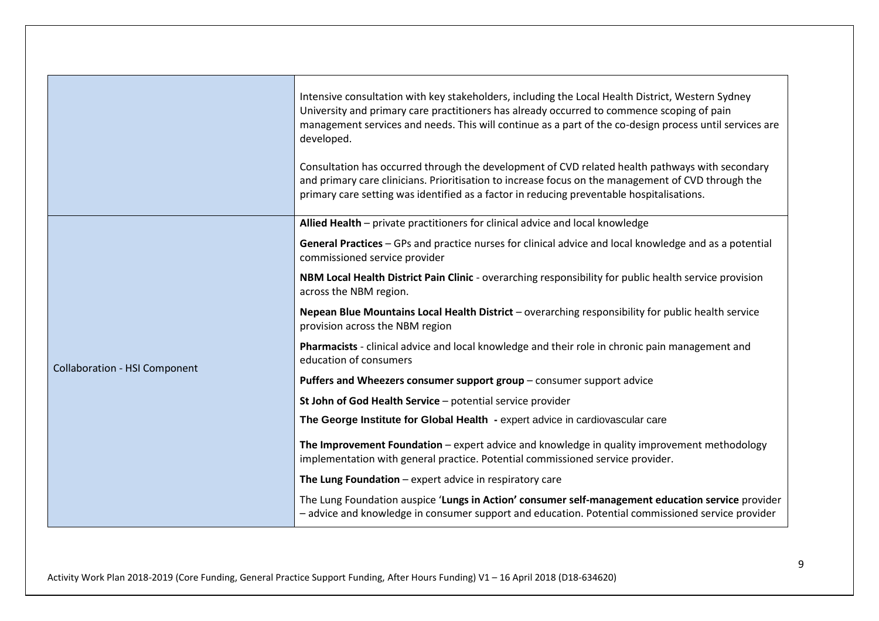| | |
|---|---|
| | Intensive consultation with key stakeholders, including the Local Health District, Western Sydney University and primary care practitioners has already occurred to commence scoping of pain management services and needs. This will continue as a part of the co-design process until services are developed.<br><br>Consultation has occurred through the development of CVD related health pathways with secondary and primary care clinicians. Prioritisation to increase focus on the management of CVD through the primary care setting was identified as a factor in reducing preventable hospitalisations. |
| Collaboration - HSI Component | **Allied Health** – private practitioners for clinical advice and local knowledge<br><br>**General Practices** – GPs and practice nurses for clinical advice and local knowledge and as a potential commissioned service provider<br><br>**NBM Local Health District Pain Clinic** - overarching responsibility for public health service provision across the NBM region.<br><br>**Nepean Blue Mountains Local Health District** – overarching responsibility for public health service provision across the NBM region<br><br>**Pharmacists** - clinical advice and local knowledge and their role in chronic pain management and education of consumers<br><br>**Puffers and Wheezers consumer support group** – consumer support advice<br><br>**St John of God Health Service** – potential service provider<br><br>**The George Institute for Global Health** - expert advice in cardiovascular care<br><br>**The Improvement Foundation** – expert advice and knowledge in quality improvement methodology implementation with general practice. Potential commissioned service provider.<br><br>**The Lung Foundation** – expert advice in respiratory care<br><br>The Lung Foundation auspice '**Lungs in Action' consumer self-management education service** provider – advice and knowledge in consumer support and education. Potential commissioned service provider |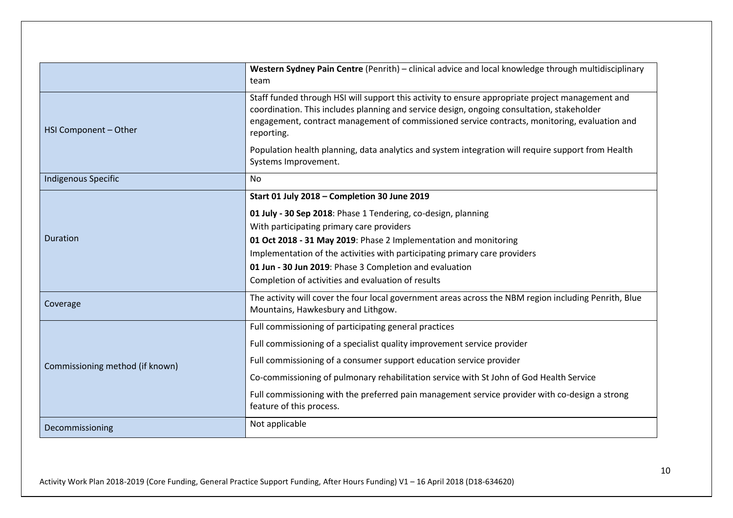| | |
|---|---|
| | **Western Sydney Pain Centre** (Penrith) – clinical advice and local knowledge through multidisciplinary team |
| HSI Component – Other | Staff funded through HSI will support this activity to ensure appropriate project management and coordination. This includes planning and service design, ongoing consultation, stakeholder engagement, contract management of commissioned service contracts, monitoring, evaluation and reporting.<br><br>Population health planning, data analytics and system integration will require support from Health Systems Improvement. |
| Indigenous Specific | No |
| Duration | **Start 01 July 2018 – Completion 30 June 2019**<br><br>**01 July - 30 Sep 2018**: Phase 1 Tendering, co-design, planning<br>With participating primary care providers<br>**01 Oct 2018 - 31 May 2019**: Phase 2 Implementation and monitoring<br>Implementation of the activities with participating primary care providers<br>**01 Jun - 30 Jun 2019**: Phase 3 Completion and evaluation<br>Completion of activities and evaluation of results |
| Coverage | The activity will cover the four local government areas across the NBM region including Penrith, Blue Mountains, Hawkesbury and Lithgow. |
| Commissioning method (if known) | Full commissioning of participating general practices<br><br>Full commissioning of a specialist quality improvement service provider<br><br>Full commissioning of a consumer support education service provider<br><br>Co-commissioning of pulmonary rehabilitation service with St John of God Health Service<br><br>Full commissioning with the preferred pain management service provider with co-design a strong feature of this process. |
| Decommissioning | Not applicable |

Activity Work Plan 2018-2019 (Core Funding, General Practice Support Funding, After Hours Funding) V1 – 16 April 2018 (D18-634620)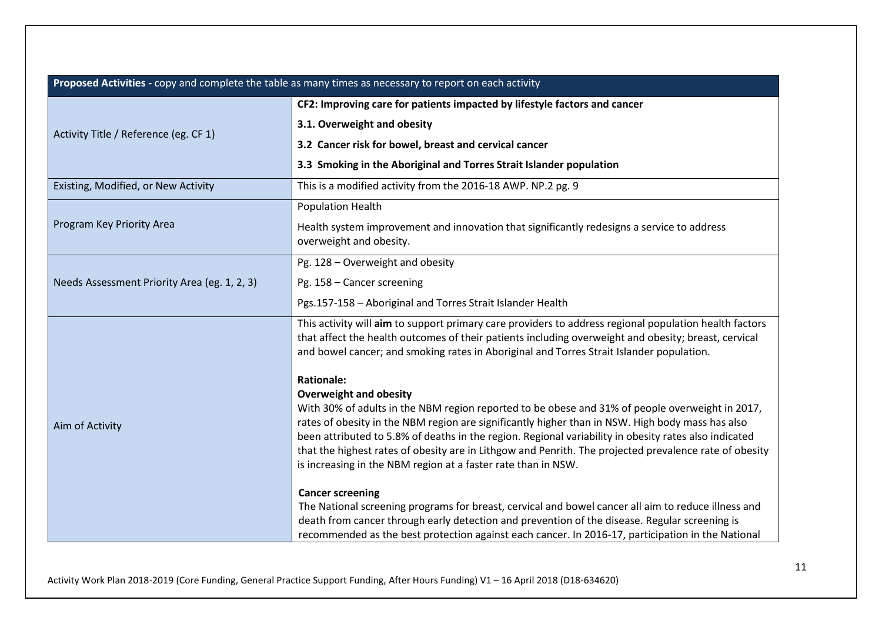| Proposed Activities - copy and complete the table as many times as necessary to report on each activity | |
|---|---|
| Activity Title / Reference (eg. CF 1) | **CF2: Improving care for patients impacted by lifestyle factors and cancer**<br>**3.1. Overweight and obesity**<br>**3.2 Cancer risk for bowel, breast and cervical cancer**<br>**3.3 Smoking in the Aboriginal and Torres Strait Islander population** |
| Existing, Modified, or New Activity | This is a modified activity from the 2016-18 AWP. NP.2 pg. 9 |
| Program Key Priority Area | Population Health<br>Health system improvement and innovation that significantly redesigns a service to address overweight and obesity. |
| Needs Assessment Priority Area (eg. 1, 2, 3) | Pg. 128 – Overweight and obesity<br>Pg. 158 – Cancer screening<br>Pgs.157-158 – Aboriginal and Torres Strait Islander Health |
| Aim of Activity | This activity will **aim** to support primary care providers to address regional population health factors that affect the health outcomes of their patients including overweight and obesity; breast, cervical and bowel cancer; and smoking rates in Aboriginal and Torres Strait Islander population.<br><br>**Rationale:**<br>**Overweight and obesity**<br>With 30% of adults in the NBM region reported to be obese and 31% of people overweight in 2017, rates of obesity in the NBM region are significantly higher than in NSW. High body mass has also been attributed to 5.8% of deaths in the region. Regional variability in obesity rates also indicated that the highest rates of obesity are in Lithgow and Penrith. The projected prevalence rate of obesity is increasing in the NBM region at a faster rate than in NSW.<br><br>**Cancer screening**<br>The National screening programs for breast, cervical and bowel cancer all aim to reduce illness and death from cancer through early detection and prevention of the disease. Regular screening is recommended as the best protection against each cancer. In 2016-17, participation in the National |

Activity Work Plan 2018-2019 (Core Funding, General Practice Support Funding, After Hours Funding) V1 – 16 April 2018 (D18-634620)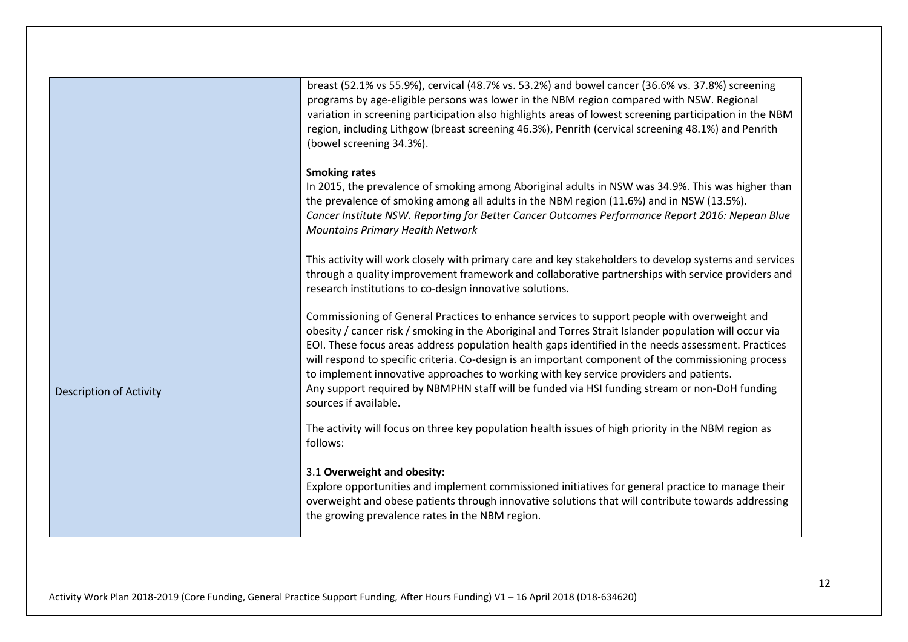| | |
|---|---|
| | breast (52.1% vs 55.9%), cervical (48.7% vs. 53.2%) and bowel cancer (36.6% vs. 37.8%) screening programs by age-eligible persons was lower in the NBM region compared with NSW. Regional variation in screening participation also highlights areas of lowest screening participation in the NBM region, including Lithgow (breast screening 46.3%), Penrith (cervical screening 48.1%) and Penrith (bowel screening 34.3%).<br><br>**Smoking rates**<br>In 2015, the prevalence of smoking among Aboriginal adults in NSW was 34.9%. This was higher than the prevalence of smoking among all adults in the NBM region (11.6%) and in NSW (13.5%).<br>*Cancer Institute NSW. Reporting for Better Cancer Outcomes Performance Report 2016: Nepean Blue Mountains Primary Health Network* |
| Description of Activity | This activity will work closely with primary care and key stakeholders to develop systems and services through a quality improvement framework and collaborative partnerships with service providers and research institutions to co-design innovative solutions.<br><br>Commissioning of General Practices to enhance services to support people with overweight and obesity / cancer risk / smoking in the Aboriginal and Torres Strait Islander population will occur via EOI. These focus areas address population health gaps identified in the needs assessment. Practices will respond to specific criteria. Co-design is an important component of the commissioning process to implement innovative approaches to working with key service providers and patients.<br>Any support required by NBMPHN staff will be funded via HSI funding stream or non-DoH funding sources if available.<br><br>The activity will focus on three key population health issues of high priority in the NBM region as follows:<br><br>3.1 **Overweight and obesity:**<br>Explore opportunities and implement commissioned initiatives for general practice to manage their overweight and obese patients through innovative solutions that will contribute towards addressing the growing prevalence rates in the NBM region. |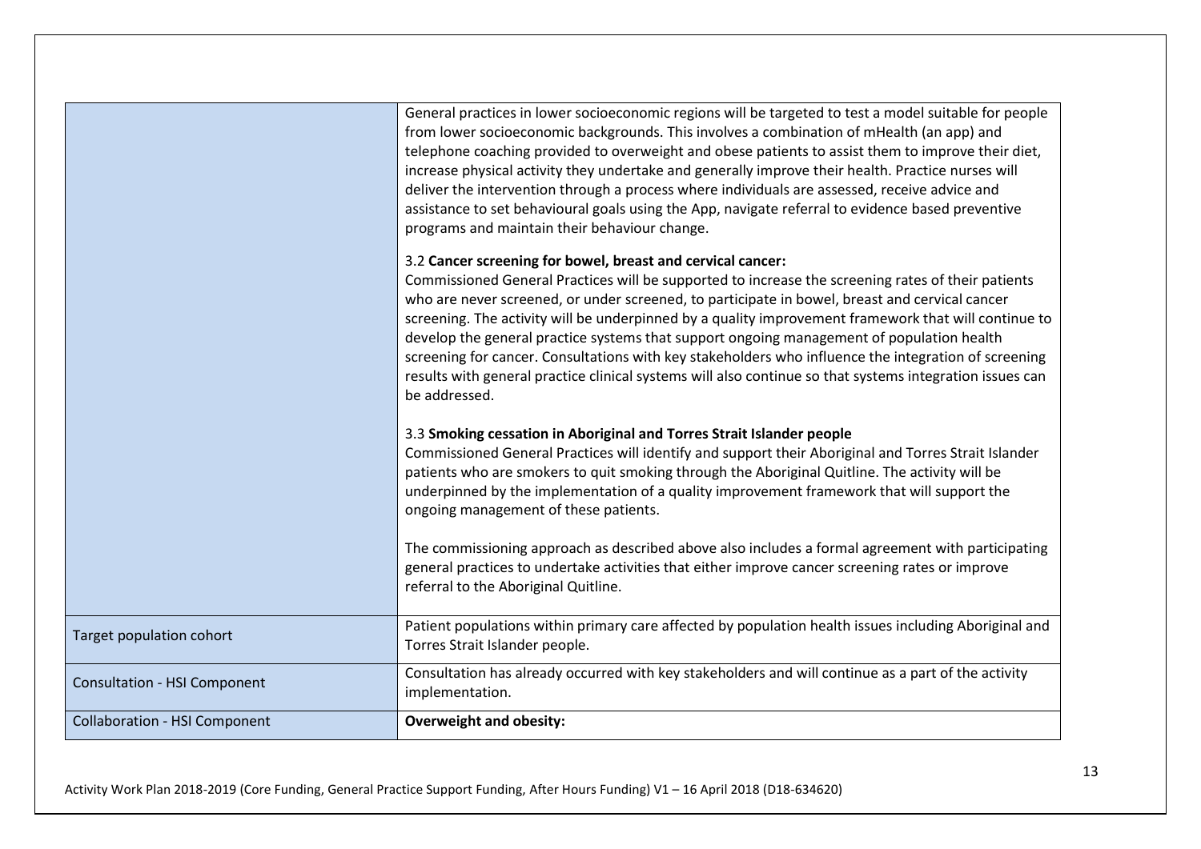| | |
|---|---|
| | General practices in lower socioeconomic regions will be targeted to test a model suitable for people from lower socioeconomic backgrounds. This involves a combination of mHealth (an app) and telephone coaching provided to overweight and obese patients to assist them to improve their diet, increase physical activity they undertake and generally improve their health. Practice nurses will deliver the intervention through a process where individuals are assessed, receive advice and assistance to set behavioural goals using the App, navigate referral to evidence based preventive programs and maintain their behaviour change.<br><br>3.2 **Cancer screening for bowel, breast and cervical cancer:**<br>Commissioned General Practices will be supported to increase the screening rates of their patients who are never screened, or under screened, to participate in bowel, breast and cervical cancer screening. The activity will be underpinned by a quality improvement framework that will continue to develop the general practice systems that support ongoing management of population health screening for cancer. Consultations with key stakeholders who influence the integration of screening results with general practice clinical systems will also continue so that systems integration issues can be addressed.<br><br>3.3 **Smoking cessation in Aboriginal and Torres Strait Islander people**<br>Commissioned General Practices will identify and support their Aboriginal and Torres Strait Islander patients who are smokers to quit smoking through the Aboriginal Quitline. The activity will be underpinned by the implementation of a quality improvement framework that will support the ongoing management of these patients.<br><br>The commissioning approach as described above also includes a formal agreement with participating general practices to undertake activities that either improve cancer screening rates or improve referral to the Aboriginal Quitline. |
| Target population cohort | Patient populations within primary care affected by population health issues including Aboriginal and Torres Strait Islander people. |
| Consultation - HSI Component | Consultation has already occurred with key stakeholders and will continue as a part of the activity implementation. |
| Collaboration - HSI Component | **Overweight and obesity:** |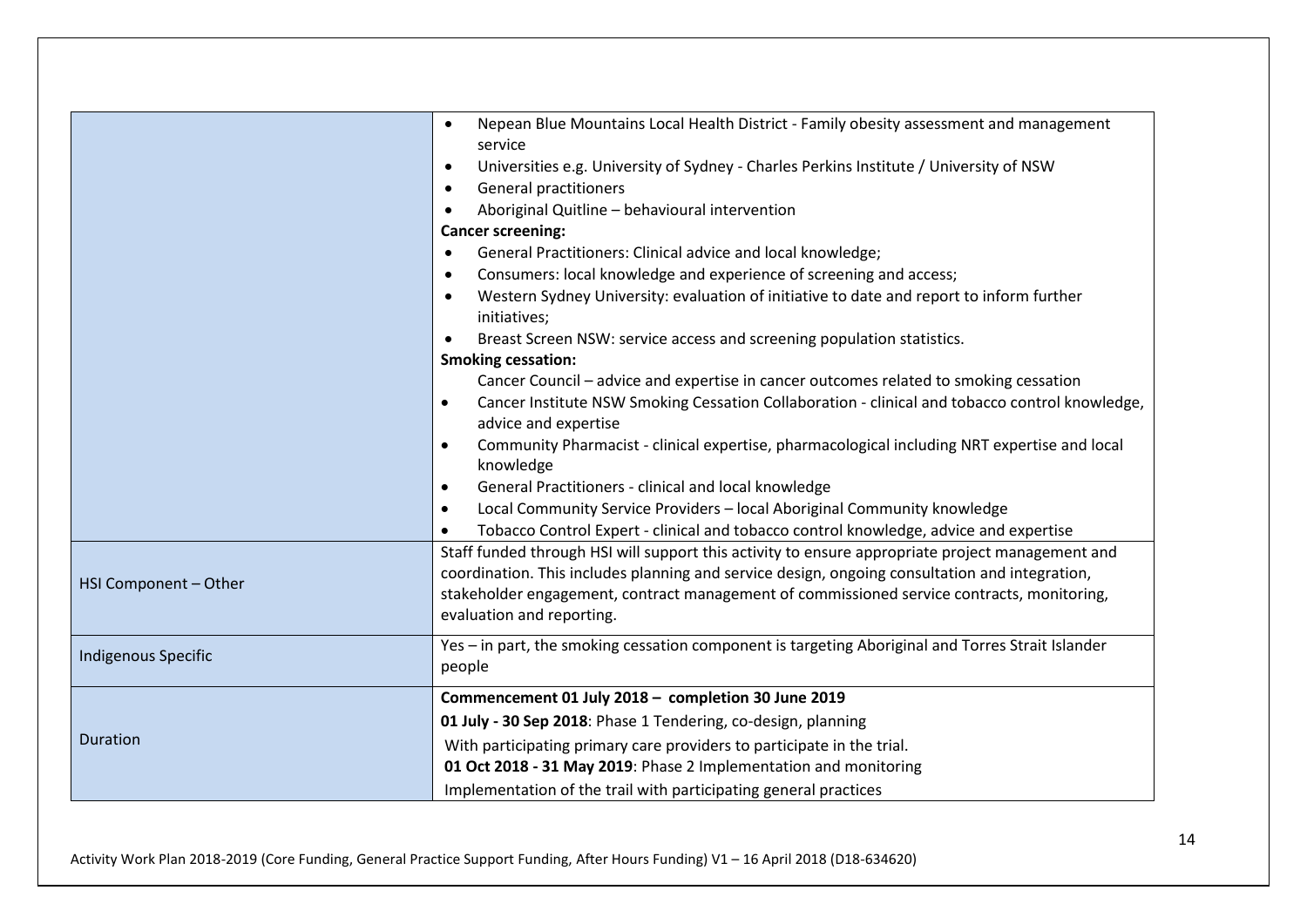| | |
|---|---|
| | • Nepean Blue Mountains Local Health District - Family obesity assessment and management service<br>• Universities e.g. University of Sydney - Charles Perkins Institute / University of NSW<br>• General practitioners<br>• Aboriginal Quitline – behavioural intervention<br>**Cancer screening:**<br>• General Practitioners: Clinical advice and local knowledge;<br>• Consumers: local knowledge and experience of screening and access;<br>• Western Sydney University: evaluation of initiative to date and report to inform further initiatives;<br>• Breast Screen NSW: service access and screening population statistics.<br>**Smoking cessation:**<br>Cancer Council – advice and expertise in cancer outcomes related to smoking cessation<br>• Cancer Institute NSW Smoking Cessation Collaboration - clinical and tobacco control knowledge, advice and expertise<br>• Community Pharmacist - clinical expertise, pharmacological including NRT expertise and local knowledge<br>• General Practitioners - clinical and local knowledge<br>• Local Community Service Providers – local Aboriginal Community knowledge<br>• Tobacco Control Expert - clinical and tobacco control knowledge, advice and expertise |
| HSI Component – Other | Staff funded through HSI will support this activity to ensure appropriate project management and coordination. This includes planning and service design, ongoing consultation and integration, stakeholder engagement, contract management of commissioned service contracts, monitoring, evaluation and reporting. |
| Indigenous Specific | Yes – in part, the smoking cessation component is targeting Aboriginal and Torres Strait Islander people |
| Duration | **Commencement 01 July 2018 – completion 30 June 2019**<br>**01 July - 30 Sep 2018**: Phase 1 Tendering, co-design, planning<br>With participating primary care providers to participate in the trial.<br>**01 Oct 2018 - 31 May 2019**: Phase 2 Implementation and monitoring<br>Implementation of the trail with participating general practices |

Activity Work Plan 2018-2019 (Core Funding, General Practice Support Funding, After Hours Funding) V1 – 16 April 2018 (D18-634620)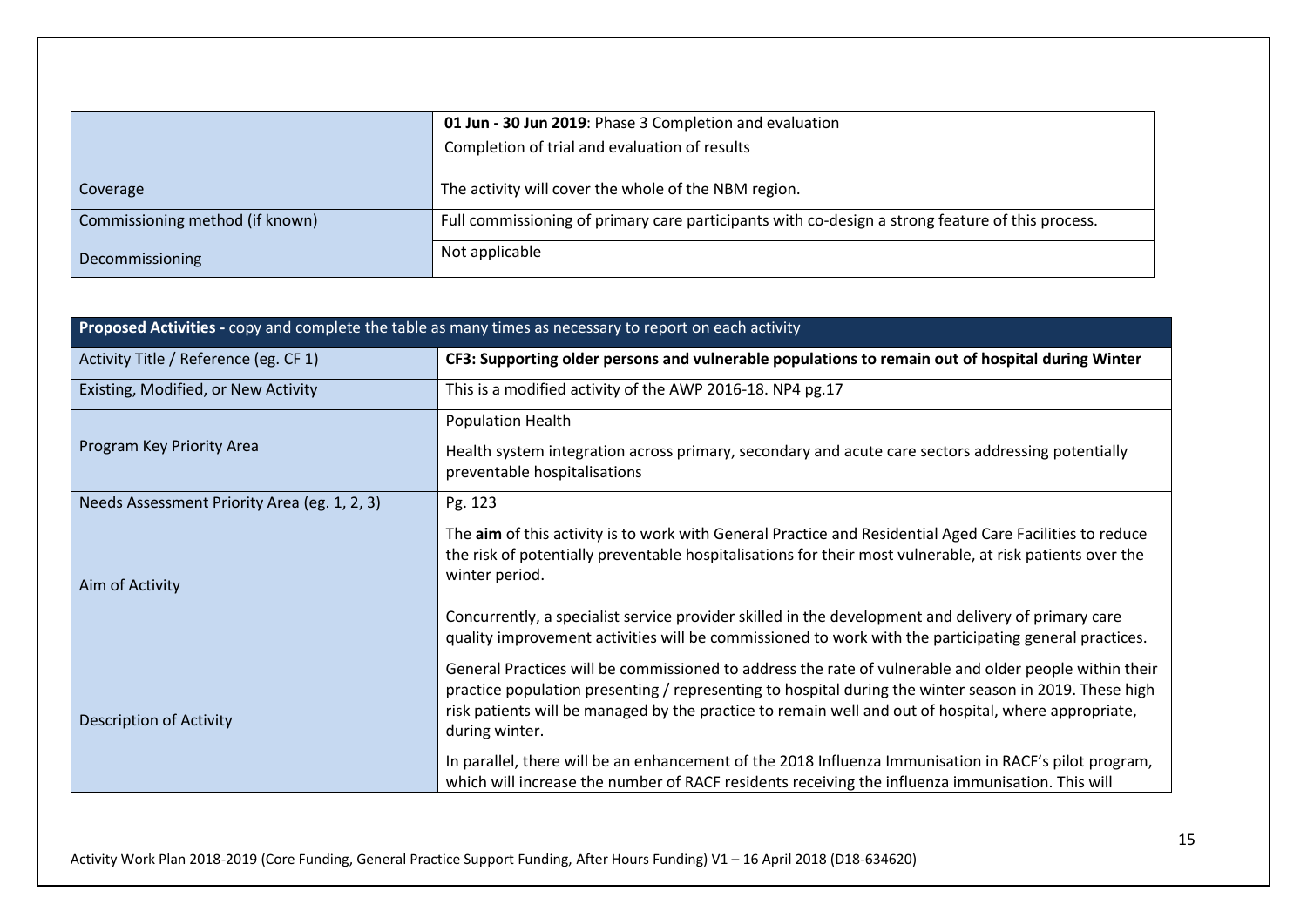| | |
|---|---|
| | **01 Jun - 30 Jun 2019**: Phase 3 Completion and evaluation<br>Completion of trial and evaluation of results |
| Coverage | The activity will cover the whole of the NBM region. |
| Commissioning method (if known) | Full commissioning of primary care participants with co-design a strong feature of this process. |
| Decommissioning | Not applicable |

| **Proposed Activities -** copy and complete the table as many times as necessary to report on each activity | |
|---|---|
| Activity Title / Reference (eg. CF 1) | **CF3: Supporting older persons and vulnerable populations to remain out of hospital during Winter** |
| Existing, Modified, or New Activity | This is a modified activity of the AWP 2016-18. NP4 pg.17 |
| Program Key Priority Area | Population Health<br>Health system integration across primary, secondary and acute care sectors addressing potentially preventable hospitalisations |
| Needs Assessment Priority Area (eg. 1, 2, 3) | Pg. 123 |
| Aim of Activity | The **aim** of this activity is to work with General Practice and Residential Aged Care Facilities to reduce the risk of potentially preventable hospitalisations for their most vulnerable, at risk patients over the winter period.<br><br>Concurrently, a specialist service provider skilled in the development and delivery of primary care quality improvement activities will be commissioned to work with the participating general practices. |
| Description of Activity | General Practices will be commissioned to address the rate of vulnerable and older people within their practice population presenting / representing to hospital during the winter season in 2019. These high risk patients will be managed by the practice to remain well and out of hospital, where appropriate, during winter.<br><br>In parallel, there will be an enhancement of the 2018 Influenza Immunisation in RACF's pilot program, which will increase the number of RACF residents receiving the influenza immunisation. This will |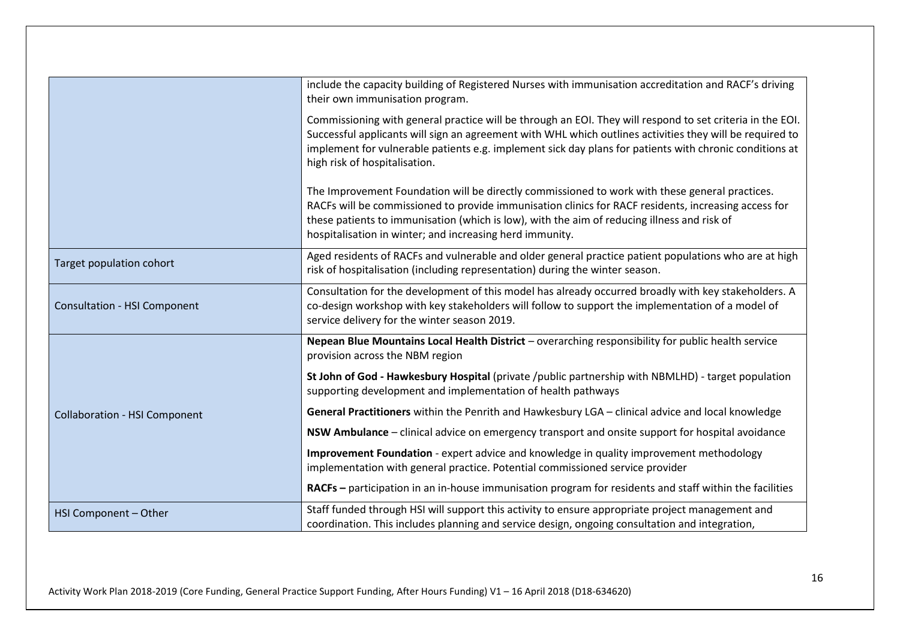| | |
|---|---|
| | include the capacity building of Registered Nurses with immunisation accreditation and RACF's driving their own immunisation program.<br><br>Commissioning with general practice will be through an EOI. They will respond to set criteria in the EOI. Successful applicants will sign an agreement with WHL which outlines activities they will be required to implement for vulnerable patients e.g. implement sick day plans for patients with chronic conditions at high risk of hospitalisation.<br><br>The Improvement Foundation will be directly commissioned to work with these general practices. RACFs will be commissioned to provide immunisation clinics for RACF residents, increasing access for these patients to immunisation (which is low), with the aim of reducing illness and risk of hospitalisation in winter; and increasing herd immunity. |
| Target population cohort | Aged residents of RACFs and vulnerable and older general practice patient populations who are at high risk of hospitalisation (including representation) during the winter season. |
| Consultation - HSI Component | Consultation for the development of this model has already occurred broadly with key stakeholders. A co-design workshop with key stakeholders will follow to support the implementation of a model of service delivery for the winter season 2019. |
| Collaboration - HSI Component | **Nepean Blue Mountains Local Health District** – overarching responsibility for public health service provision across the NBM region<br><br>**St John of God - Hawkesbury Hospital** (private /public partnership with NBMLHD) - target population supporting development and implementation of health pathways<br><br>**General Practitioners** within the Penrith and Hawkesbury LGA – clinical advice and local knowledge<br><br>**NSW Ambulance** – clinical advice on emergency transport and onsite support for hospital avoidance<br><br>**Improvement Foundation** - expert advice and knowledge in quality improvement methodology implementation with general practice. Potential commissioned service provider<br><br>**RACFs –** participation in an in-house immunisation program for residents and staff within the facilities |
| HSI Component – Other | Staff funded through HSI will support this activity to ensure appropriate project management and coordination. This includes planning and service design, ongoing consultation and integration, |

Activity Work Plan 2018-2019 (Core Funding, General Practice Support Funding, After Hours Funding) V1 – 16 April 2018 (D18-634620)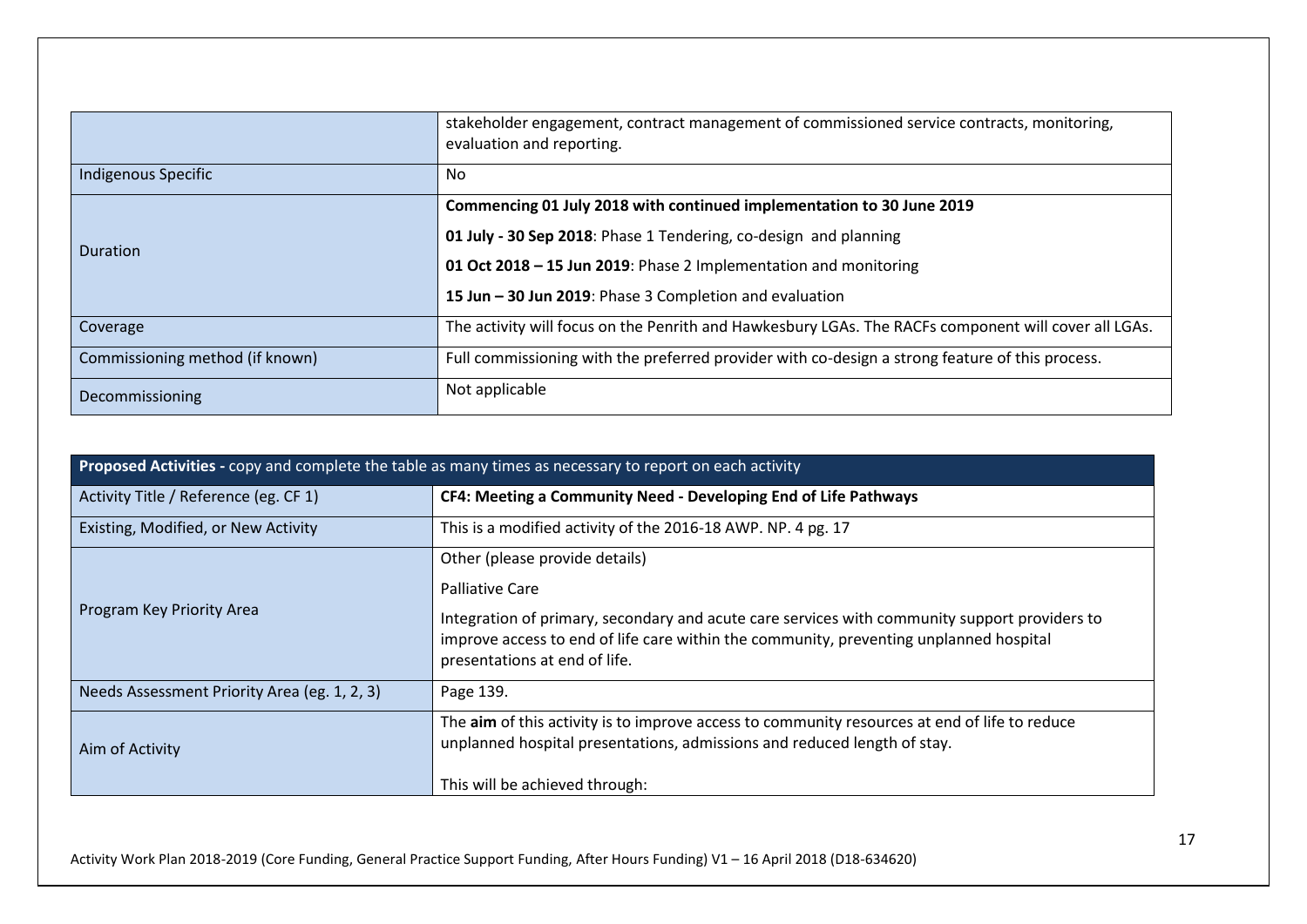| | |
|---|---|
| | stakeholder engagement, contract management of commissioned service contracts, monitoring, evaluation and reporting. |
| Indigenous Specific | No |
| Duration | **Commencing 01 July 2018 with continued implementation to 30 June 2019**<br>**01 July - 30 Sep 2018**: Phase 1 Tendering, co-design and planning<br>**01 Oct 2018 – 15 Jun 2019**: Phase 2 Implementation and monitoring<br>**15 Jun – 30 Jun 2019**: Phase 3 Completion and evaluation |
| Coverage | The activity will focus on the Penrith and Hawkesbury LGAs. The RACFs component will cover all LGAs. |
| Commissioning method (if known) | Full commissioning with the preferred provider with co-design a strong feature of this process. |
| Decommissioning | Not applicable |

| **Proposed Activities -** copy and complete the table as many times as necessary to report on each activity | |
|---|---|
| Activity Title / Reference (eg. CF 1) | **CF4: Meeting a Community Need - Developing End of Life Pathways** |
| Existing, Modified, or New Activity | This is a modified activity of the 2016-18 AWP. NP. 4 pg. 17 |
| Program Key Priority Area | Other (please provide details)<br>Palliative Care<br>Integration of primary, secondary and acute care services with community support providers to improve access to end of life care within the community, preventing unplanned hospital presentations at end of life. |
| Needs Assessment Priority Area (eg. 1, 2, 3) | Page 139. |
| Aim of Activity | The **aim** of this activity is to improve access to community resources at end of life to reduce unplanned hospital presentations, admissions and reduced length of stay.<br><br>This will be achieved through: |

Activity Work Plan 2018-2019 (Core Funding, General Practice Support Funding, After Hours Funding) V1 – 16 April 2018 (D18-634620)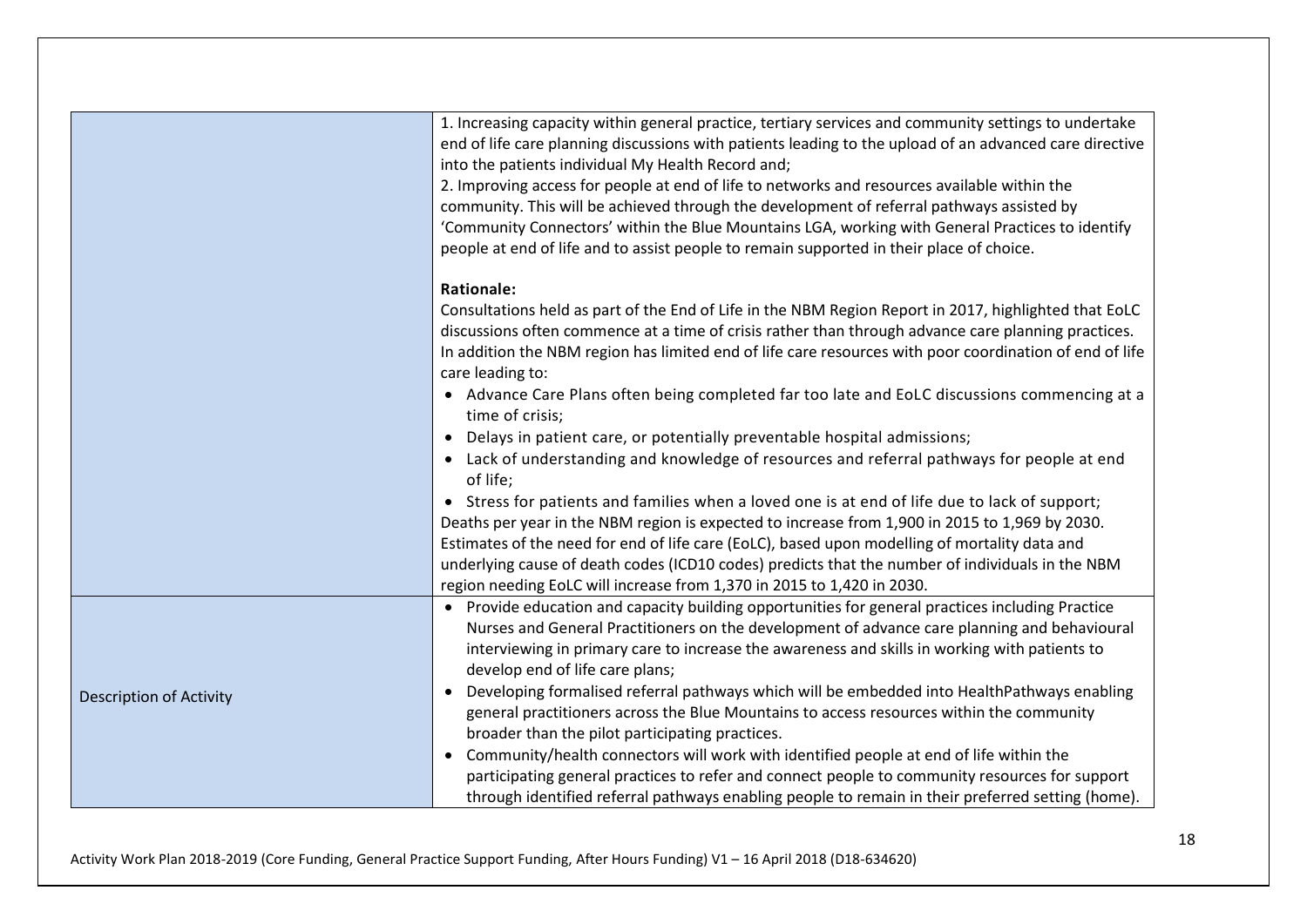| | |
|---|---|
| | 1. Increasing capacity within general practice, tertiary services and community settings to undertake end of life care planning discussions with patients leading to the upload of an advanced care directive into the patients individual My Health Record and;<br>2. Improving access for people at end of life to networks and resources available within the community. This will be achieved through the development of referral pathways assisted by 'Community Connectors' within the Blue Mountains LGA, working with General Practices to identify people at end of life and to assist people to remain supported in their place of choice.<br><br>**Rationale:**<br>Consultations held as part of the End of Life in the NBM Region Report in 2017, highlighted that EoLC discussions often commence at a time of crisis rather than through advance care planning practices. In addition the NBM region has limited end of life care resources with poor coordination of end of life care leading to:<br>• Advance Care Plans often being completed far too late and EoLC discussions commencing at a time of crisis;<br>• Delays in patient care, or potentially preventable hospital admissions;<br>• Lack of understanding and knowledge of resources and referral pathways for people at end of life;<br>• Stress for patients and families when a loved one is at end of life due to lack of support;<br>Deaths per year in the NBM region is expected to increase from 1,900 in 2015 to 1,969 by 2030. Estimates of the need for end of life care (EoLC), based upon modelling of mortality data and underlying cause of death codes (ICD10 codes) predicts that the number of individuals in the NBM region needing EoLC will increase from 1,370 in 2015 to 1,420 in 2030. |
| Description of Activity | • Provide education and capacity building opportunities for general practices including Practice Nurses and General Practitioners on the development of advance care planning and behavioural interviewing in primary care to increase the awareness and skills in working with patients to develop end of life care plans;<br>• Developing formalised referral pathways which will be embedded into HealthPathways enabling general practitioners across the Blue Mountains to access resources within the community broader than the pilot participating practices.<br>• Community/health connectors will work with identified people at end of life within the participating general practices to refer and connect people to community resources for support through identified referral pathways enabling people to remain in their preferred setting (home). |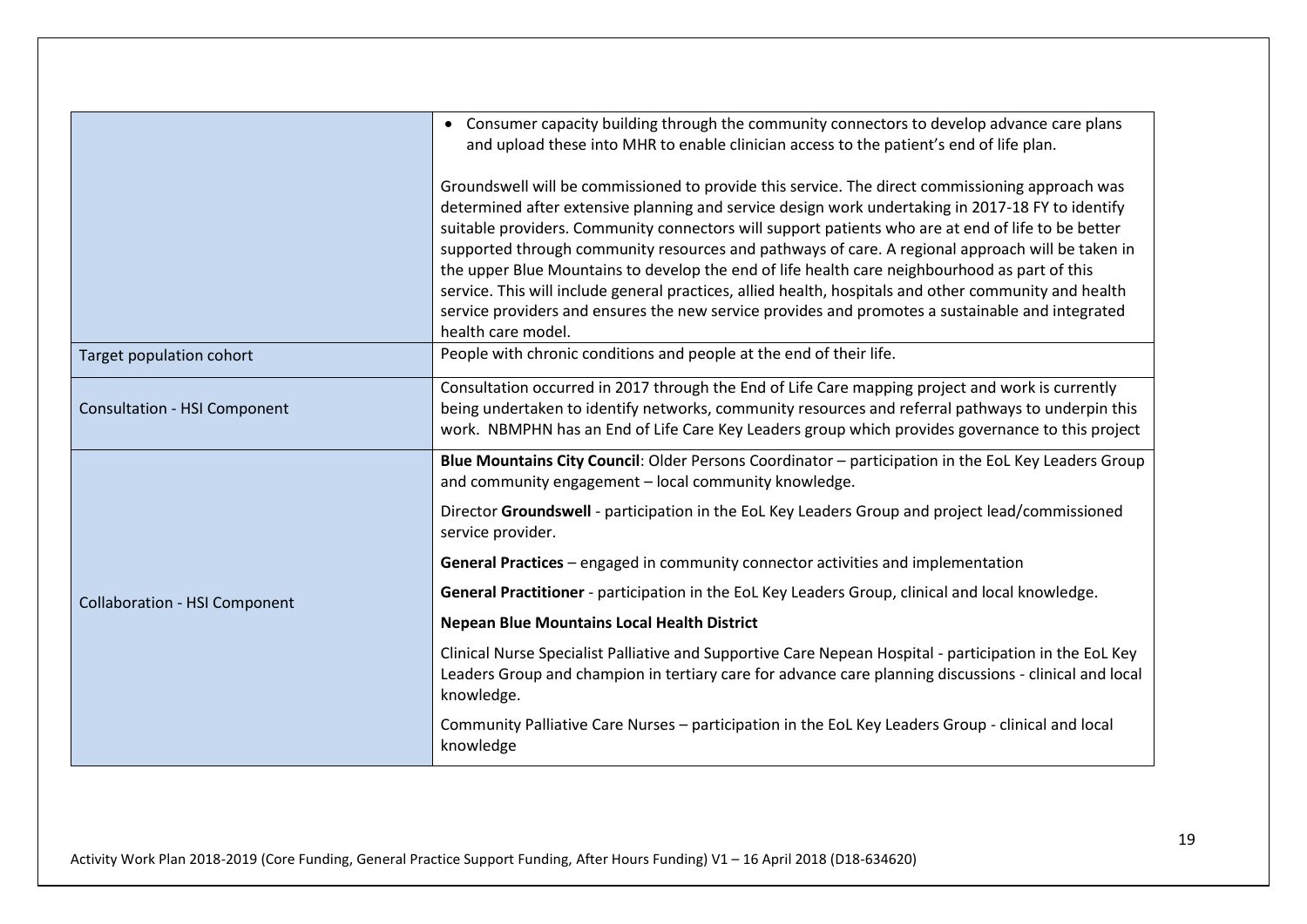| | |
|---|---|
| | • Consumer capacity building through the community connectors to develop advance care plans and upload these into MHR to enable clinician access to the patient's end of life plan.<br><br>Groundswell will be commissioned to provide this service. The direct commissioning approach was determined after extensive planning and service design work undertaking in 2017-18 FY to identify suitable providers. Community connectors will support patients who are at end of life to be better supported through community resources and pathways of care. A regional approach will be taken in the upper Blue Mountains to develop the end of life health care neighbourhood as part of this service. This will include general practices, allied health, hospitals and other community and health service providers and ensures the new service provides and promotes a sustainable and integrated health care model. |
| Target population cohort | People with chronic conditions and people at the end of their life. |
| Consultation - HSI Component | Consultation occurred in 2017 through the End of Life Care mapping project and work is currently being undertaken to identify networks, community resources and referral pathways to underpin this work. NBMPHN has an End of Life Care Key Leaders group which provides governance to this project |
| Collaboration - HSI Component | **Blue Mountains City Council**: Older Persons Coordinator – participation in the EoL Key Leaders Group and community engagement – local community knowledge.<br><br>Director **Groundswell** - participation in the EoL Key Leaders Group and project lead/commissioned service provider.<br><br>**General Practices** – engaged in community connector activities and implementation<br><br>**General Practitioner** - participation in the EoL Key Leaders Group, clinical and local knowledge.<br><br>**Nepean Blue Mountains Local Health District**<br><br>Clinical Nurse Specialist Palliative and Supportive Care Nepean Hospital - participation in the EoL Key Leaders Group and champion in tertiary care for advance care planning discussions - clinical and local knowledge.<br><br>Community Palliative Care Nurses – participation in the EoL Key Leaders Group - clinical and local knowledge |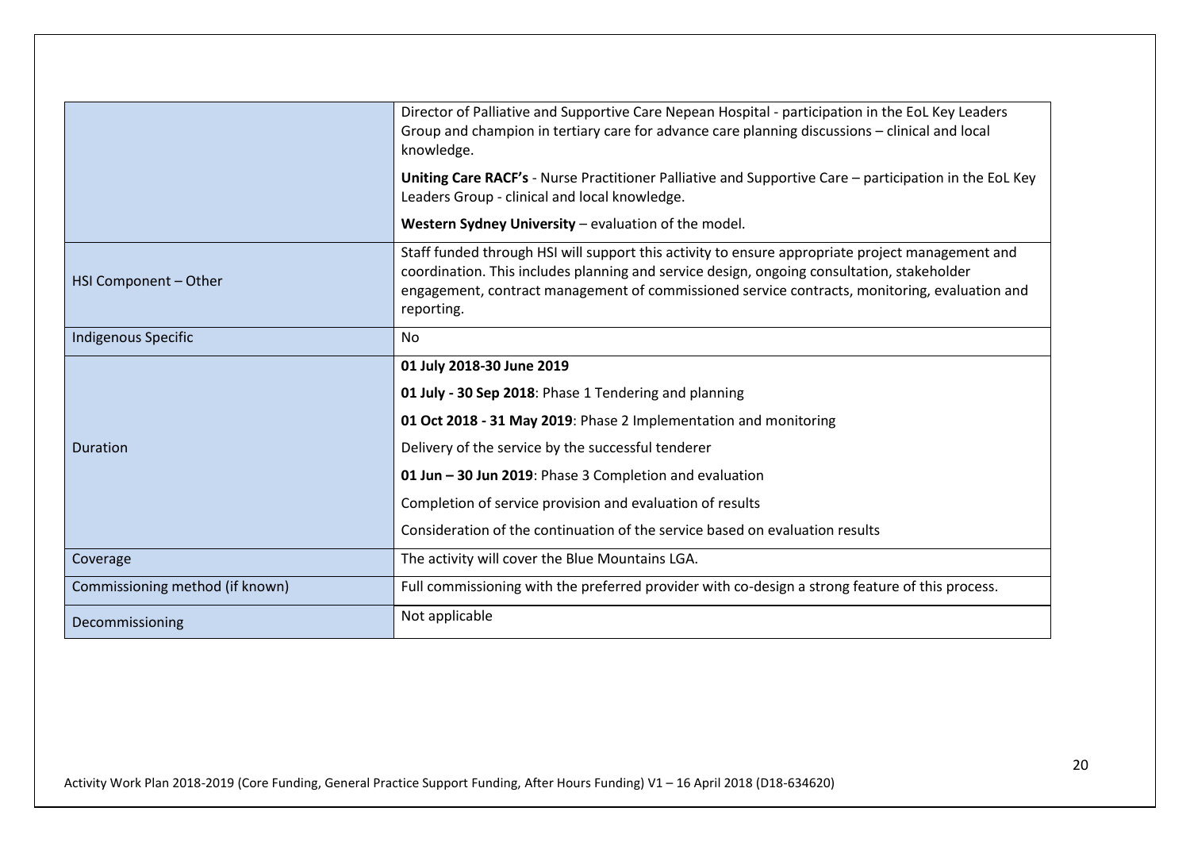| | |
|---|---|
| | Director of Palliative and Supportive Care Nepean Hospital - participation in the EoL Key Leaders Group and champion in tertiary care for advance care planning discussions – clinical and local knowledge.<br><br>**Uniting Care RACF's** - Nurse Practitioner Palliative and Supportive Care – participation in the EoL Key Leaders Group - clinical and local knowledge.<br><br>**Western Sydney University** – evaluation of the model. |
| HSI Component – Other | Staff funded through HSI will support this activity to ensure appropriate project management and coordination. This includes planning and service design, ongoing consultation, stakeholder engagement, contract management of commissioned service contracts, monitoring, evaluation and reporting. |
| Indigenous Specific | No |
| Duration | **01 July 2018-30 June 2019**<br><br>**01 July - 30 Sep 2018**: Phase 1 Tendering and planning<br><br>**01 Oct 2018 - 31 May 2019**: Phase 2 Implementation and monitoring<br><br>Delivery of the service by the successful tenderer<br><br>**01 Jun – 30 Jun 2019**: Phase 3 Completion and evaluation<br><br>Completion of service provision and evaluation of results<br><br>Consideration of the continuation of the service based on evaluation results |
| Coverage | The activity will cover the Blue Mountains LGA. |
| Commissioning method (if known) | Full commissioning with the preferred provider with co-design a strong feature of this process. |
| Decommissioning | Not applicable |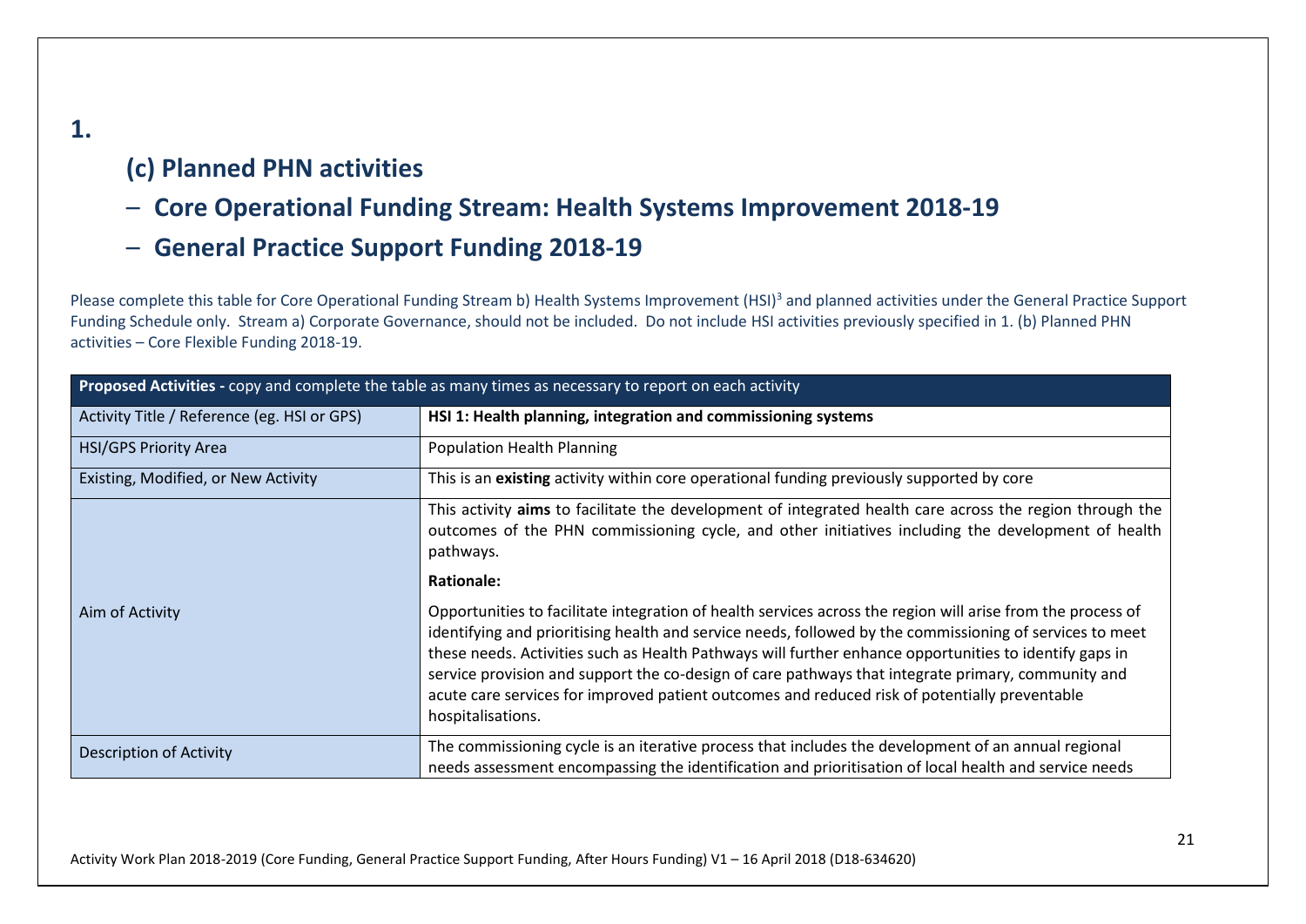**1.**

## (c) Planned PHN activities

## – Core Operational Funding Stream: Health Systems Improvement 2018-19

## – General Practice Support Funding 2018-19

Please complete this table for Core Operational Funding Stream b) Health Systems Improvement (HSI)[3] and planned activities under the General Practice Support Funding Schedule only. Stream a) Corporate Governance, should not be included. Do not include HSI activities previously specified in 1. (b) Planned PHN activities – Core Flexible Funding 2018-19.

| **Proposed Activities -** copy and complete the table as many times as necessary to report on each activity | |
|---|---|
| Activity Title / Reference (eg. HSI or GPS) | **HSI 1: Health planning, integration and commissioning systems** |
| HSI/GPS Priority Area | Population Health Planning |
| Existing, Modified, or New Activity | This is an **existing** activity within core operational funding previously supported by core |
| Aim of Activity | This activity **aims** to facilitate the development of integrated health care across the region through the outcomes of the PHN commissioning cycle, and other initiatives including the development of health pathways.<br><br>**Rationale:**<br><br>Opportunities to facilitate integration of health services across the region will arise from the process of identifying and prioritising health and service needs, followed by the commissioning of services to meet these needs. Activities such as Health Pathways will further enhance opportunities to identify gaps in service provision and support the co-design of care pathways that integrate primary, community and acute care services for improved patient outcomes and reduced risk of potentially preventable hospitalisations. |
| Description of Activity | The commissioning cycle is an iterative process that includes the development of an annual regional needs assessment encompassing the identification and prioritisation of local health and service needs |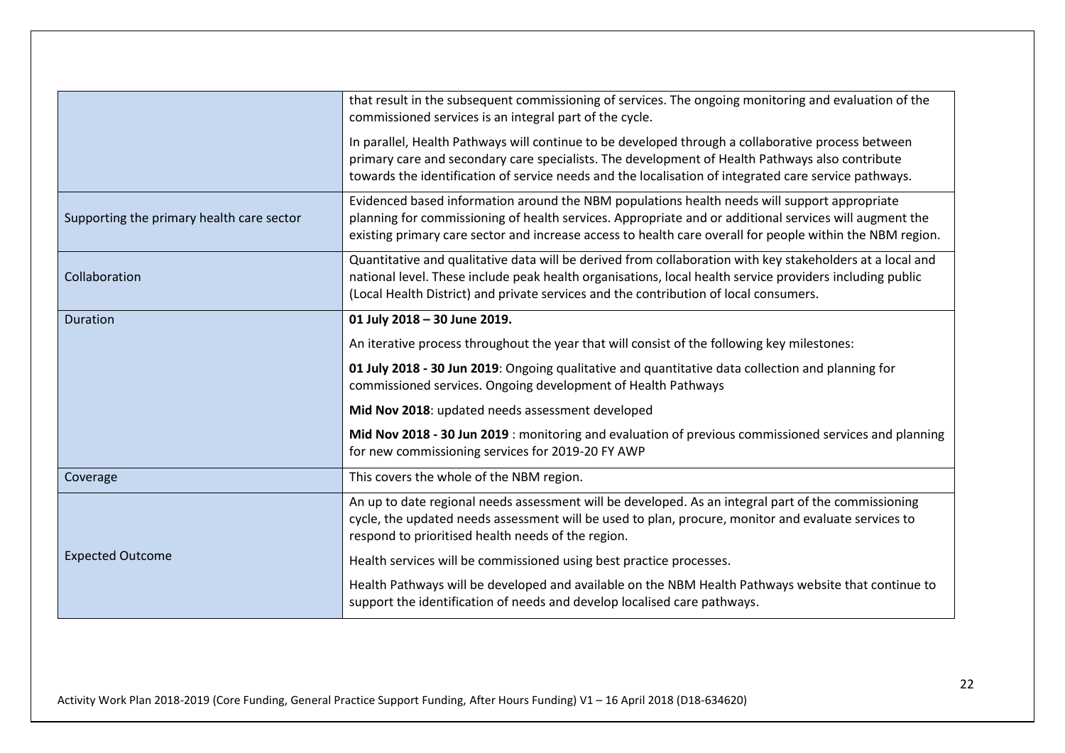| | |
|---|---|
| | that result in the subsequent commissioning of services. The ongoing monitoring and evaluation of the commissioned services is an integral part of the cycle.<br><br>In parallel, Health Pathways will continue to be developed through a collaborative process between primary care and secondary care specialists. The development of Health Pathways also contribute towards the identification of service needs and the localisation of integrated care service pathways. |
| Supporting the primary health care sector | Evidenced based information around the NBM populations health needs will support appropriate planning for commissioning of health services. Appropriate and or additional services will augment the existing primary care sector and increase access to health care overall for people within the NBM region. |
| Collaboration | Quantitative and qualitative data will be derived from collaboration with key stakeholders at a local and national level. These include peak health organisations, local health service providers including public (Local Health District) and private services and the contribution of local consumers. |
| Duration | **01 July 2018 – 30 June 2019.**<br><br>An iterative process throughout the year that will consist of the following key milestones:<br><br>**01 July 2018 - 30 Jun 2019**: Ongoing qualitative and quantitative data collection and planning for commissioned services. Ongoing development of Health Pathways<br><br>**Mid Nov 2018**: updated needs assessment developed<br><br>**Mid Nov 2018 - 30 Jun 2019** : monitoring and evaluation of previous commissioned services and planning for new commissioning services for 2019-20 FY AWP |
| Coverage | This covers the whole of the NBM region. |
| Expected Outcome | An up to date regional needs assessment will be developed. As an integral part of the commissioning cycle, the updated needs assessment will be used to plan, procure, monitor and evaluate services to respond to prioritised health needs of the region.<br><br>Health services will be commissioned using best practice processes.<br><br>Health Pathways will be developed and available on the NBM Health Pathways website that continue to support the identification of needs and develop localised care pathways. |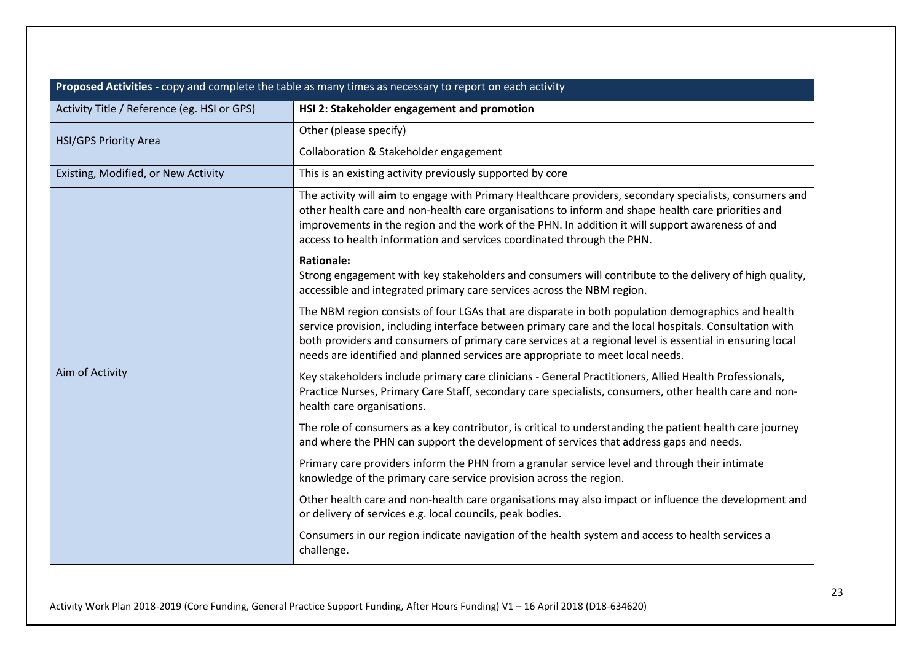| Proposed Activities - copy and complete the table as many times as necessary to report on each activity | |
|---|---|
| Activity Title / Reference (eg. HSI or GPS) | **HSI 2: Stakeholder engagement and promotion** |
| HSI/GPS Priority Area | Other (please specify)<br><br>Collaboration & Stakeholder engagement |
| Existing, Modified, or New Activity | This is an existing activity previously supported by core |
| Aim of Activity | The activity will **aim** to engage with Primary Healthcare providers, secondary specialists, consumers and other health care and non-health care organisations to inform and shape health care priorities and improvements in the region and the work of the PHN. In addition it will support awareness of and access to health information and services coordinated through the PHN.<br><br>**Rationale:**<br>Strong engagement with key stakeholders and consumers will contribute to the delivery of high quality, accessible and integrated primary care services across the NBM region.<br><br>The NBM region consists of four LGAs that are disparate in both population demographics and health service provision, including interface between primary care and the local hospitals. Consultation with both providers and consumers of primary care services at a regional level is essential in ensuring local needs are identified and planned services are appropriate to meet local needs.<br><br>Key stakeholders include primary care clinicians - General Practitioners, Allied Health Professionals, Practice Nurses, Primary Care Staff, secondary care specialists, consumers, other health care and non-health care organisations.<br><br>The role of consumers as a key contributor, is critical to understanding the patient health care journey and where the PHN can support the development of services that address gaps and needs.<br><br>Primary care providers inform the PHN from a granular service level and through their intimate knowledge of the primary care service provision across the region.<br><br>Other health care and non-health care organisations may also impact or influence the development and or delivery of services e.g. local councils, peak bodies.<br><br>Consumers in our region indicate navigation of the health system and access to health services a challenge. |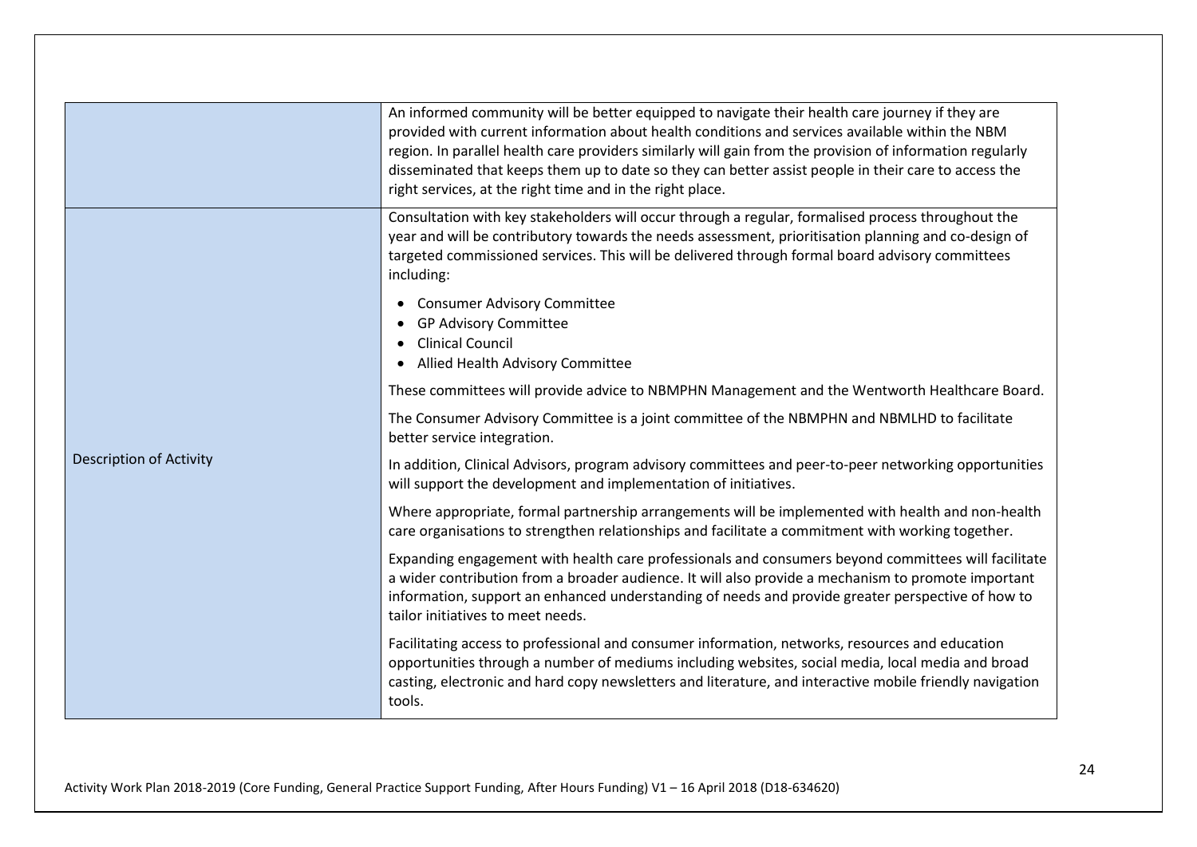| | |
|---|---|
| | An informed community will be better equipped to navigate their health care journey if they are provided with current information about health conditions and services available within the NBM region. In parallel health care providers similarly will gain from the provision of information regularly disseminated that keeps them up to date so they can better assist people in their care to access the right services, at the right time and in the right place. |
| Description of Activity | Consultation with key stakeholders will occur through a regular, formalised process throughout the year and will be contributory towards the needs assessment, prioritisation planning and co-design of targeted commissioned services. This will be delivered through formal board advisory committees including:<br><br>• Consumer Advisory Committee<br>• GP Advisory Committee<br>• Clinical Council<br>• Allied Health Advisory Committee<br><br>These committees will provide advice to NBMPHN Management and the Wentworth Healthcare Board.<br><br>The Consumer Advisory Committee is a joint committee of the NBMPHN and NBMLHD to facilitate better service integration.<br><br>In addition, Clinical Advisors, program advisory committees and peer-to-peer networking opportunities will support the development and implementation of initiatives.<br><br>Where appropriate, formal partnership arrangements will be implemented with health and non-health care organisations to strengthen relationships and facilitate a commitment with working together.<br><br>Expanding engagement with health care professionals and consumers beyond committees will facilitate a wider contribution from a broader audience. It will also provide a mechanism to promote important information, support an enhanced understanding of needs and provide greater perspective of how to tailor initiatives to meet needs.<br><br>Facilitating access to professional and consumer information, networks, resources and education opportunities through a number of mediums including websites, social media, local media and broad casting, electronic and hard copy newsletters and literature, and interactive mobile friendly navigation tools. |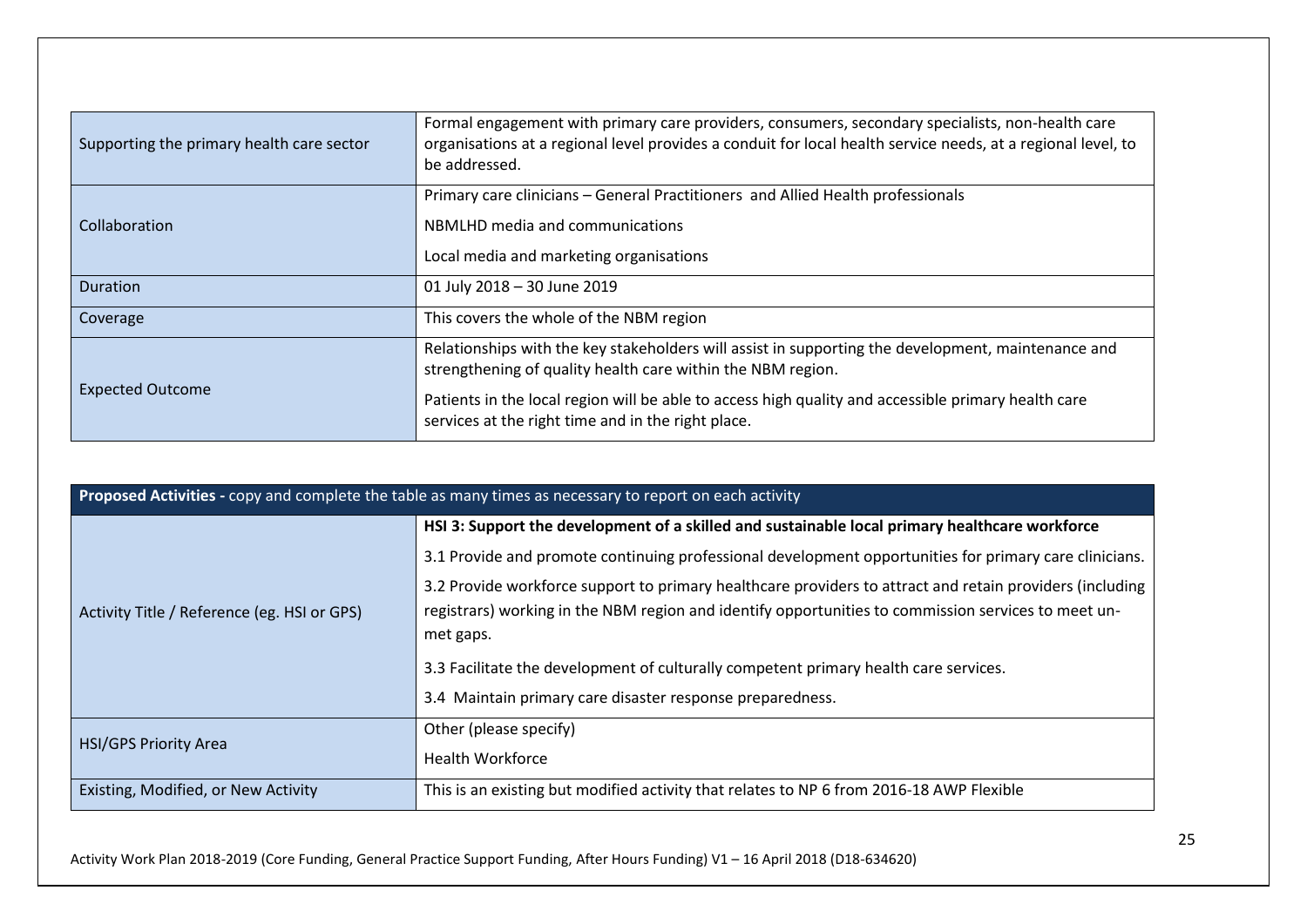| | |
|---|---|
| Supporting the primary health care sector | Formal engagement with primary care providers, consumers, secondary specialists, non-health care organisations at a regional level provides a conduit for local health service needs, at a regional level, to be addressed. |
| Collaboration | Primary care clinicians – General Practitioners and Allied Health professionals<br><br>NBMLHD media and communications<br><br>Local media and marketing organisations |
| Duration | 01 July 2018 – 30 June 2019 |
| Coverage | This covers the whole of the NBM region |
| Expected Outcome | Relationships with the key stakeholders will assist in supporting the development, maintenance and strengthening of quality health care within the NBM region.<br><br>Patients in the local region will be able to access high quality and accessible primary health care services at the right time and in the right place. |

| **Proposed Activities -** copy and complete the table as many times as necessary to report on each activity | |
|---|---|
| Activity Title / Reference (eg. HSI or GPS) | **HSI 3: Support the development of a skilled and sustainable local primary healthcare workforce**<br><br>3.1 Provide and promote continuing professional development opportunities for primary care clinicians.<br><br>3.2 Provide workforce support to primary healthcare providers to attract and retain providers (including registrars) working in the NBM region and identify opportunities to commission services to meet un-met gaps.<br><br>3.3 Facilitate the development of culturally competent primary health care services.<br><br>3.4 Maintain primary care disaster response preparedness. |
| HSI/GPS Priority Area | Other (please specify)<br><br>Health Workforce |
| Existing, Modified, or New Activity | This is an existing but modified activity that relates to NP 6 from 2016-18 AWP Flexible |

Activity Work Plan 2018-2019 (Core Funding, General Practice Support Funding, After Hours Funding) V1 – 16 April 2018 (D18-634620)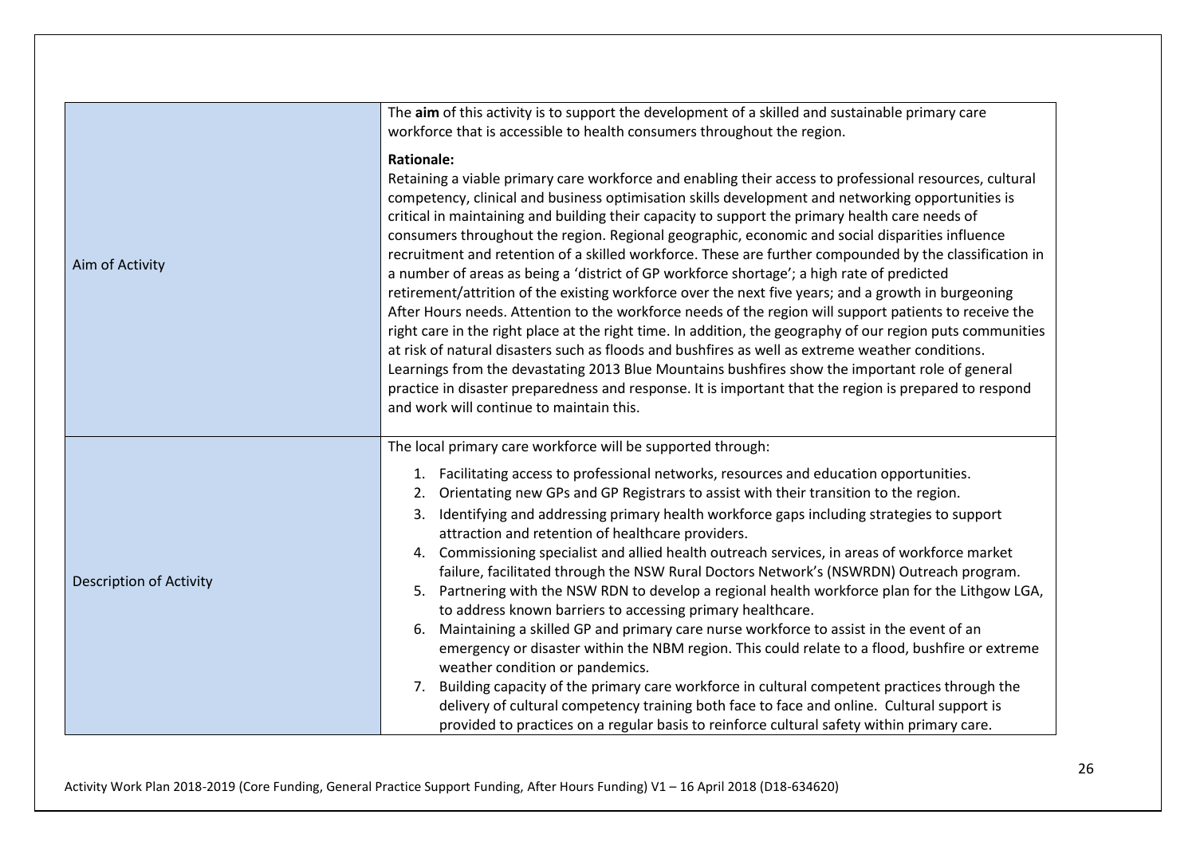| | |
|---|---|
| Aim of Activity | The **aim** of this activity is to support the development of a skilled and sustainable primary care workforce that is accessible to health consumers throughout the region.<br><br>**Rationale:**<br>Retaining a viable primary care workforce and enabling their access to professional resources, cultural competency, clinical and business optimisation skills development and networking opportunities is critical in maintaining and building their capacity to support the primary health care needs of consumers throughout the region. Regional geographic, economic and social disparities influence recruitment and retention of a skilled workforce. These are further compounded by the classification in a number of areas as being a 'district of GP workforce shortage'; a high rate of predicted retirement/attrition of the existing workforce over the next five years; and a growth in burgeoning After Hours needs. Attention to the workforce needs of the region will support patients to receive the right care in the right place at the right time. In addition, the geography of our region puts communities at risk of natural disasters such as floods and bushfires as well as extreme weather conditions. Learnings from the devastating 2013 Blue Mountains bushfires show the important role of general practice in disaster preparedness and response. It is important that the region is prepared to respond and work will continue to maintain this. |
| Description of Activity | The local primary care workforce will be supported through:<br><br>1. Facilitating access to professional networks, resources and education opportunities.<br>2. Orientating new GPs and GP Registrars to assist with their transition to the region.<br>3. Identifying and addressing primary health workforce gaps including strategies to support attraction and retention of healthcare providers.<br>4. Commissioning specialist and allied health outreach services, in areas of workforce market failure, facilitated through the NSW Rural Doctors Network's (NSWRDN) Outreach program.<br>5. Partnering with the NSW RDN to develop a regional health workforce plan for the Lithgow LGA, to address known barriers to accessing primary healthcare.<br>6. Maintaining a skilled GP and primary care nurse workforce to assist in the event of an emergency or disaster within the NBM region. This could relate to a flood, bushfire or extreme weather condition or pandemics.<br>7. Building capacity of the primary care workforce in cultural competent practices through the delivery of cultural competency training both face to face and online. Cultural support is provided to practices on a regular basis to reinforce cultural safety within primary care. |

Activity Work Plan 2018-2019 (Core Funding, General Practice Support Funding, After Hours Funding) V1 – 16 April 2018 (D18-634620)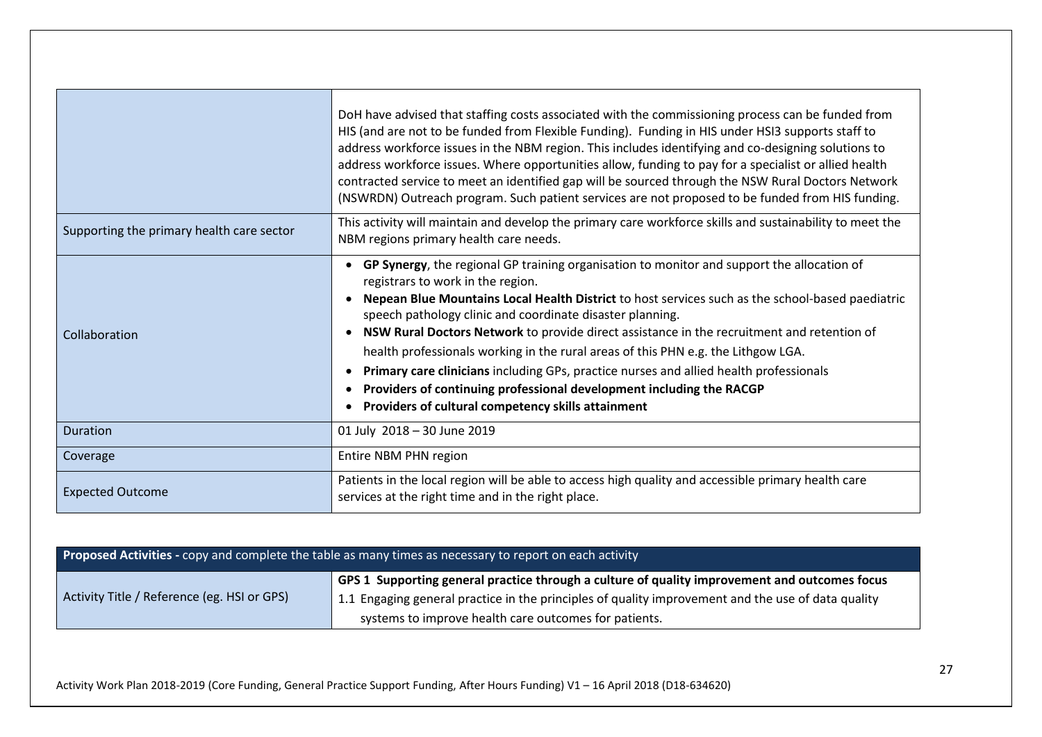| | |
|---|---|
| | DoH have advised that staffing costs associated with the commissioning process can be funded from HIS (and are not to be funded from Flexible Funding). Funding in HIS under HSI3 supports staff to address workforce issues in the NBM region. This includes identifying and co-designing solutions to address workforce issues. Where opportunities allow, funding to pay for a specialist or allied health contracted service to meet an identified gap will be sourced through the NSW Rural Doctors Network (NSWRDN) Outreach program. Such patient services are not proposed to be funded from HIS funding. |
| Supporting the primary health care sector | This activity will maintain and develop the primary care workforce skills and sustainability to meet the NBM regions primary health care needs. |
| Collaboration | • **GP Synergy**, the regional GP training organisation to monitor and support the allocation of registrars to work in the region.<br>• **Nepean Blue Mountains Local Health District** to host services such as the school-based paediatric speech pathology clinic and coordinate disaster planning.<br>• **NSW Rural Doctors Network** to provide direct assistance in the recruitment and retention of health professionals working in the rural areas of this PHN e.g. the Lithgow LGA.<br>• **Primary care clinicians** including GPs, practice nurses and allied health professionals<br>• **Providers of continuing professional development including the RACGP**<br>• **Providers of cultural competency skills attainment** |
| Duration | 01 July 2018 – 30 June 2019 |
| Coverage | Entire NBM PHN region |
| Expected Outcome | Patients in the local region will be able to access high quality and accessible primary health care services at the right time and in the right place. |

| **Proposed Activities -** copy and complete the table as many times as necessary to report on each activity | |
|---|---|
| Activity Title / Reference (eg. HSI or GPS) | **GPS 1 Supporting general practice through a culture of quality improvement and outcomes focus**<br>1.1 Engaging general practice in the principles of quality improvement and the use of data quality systems to improve health care outcomes for patients. |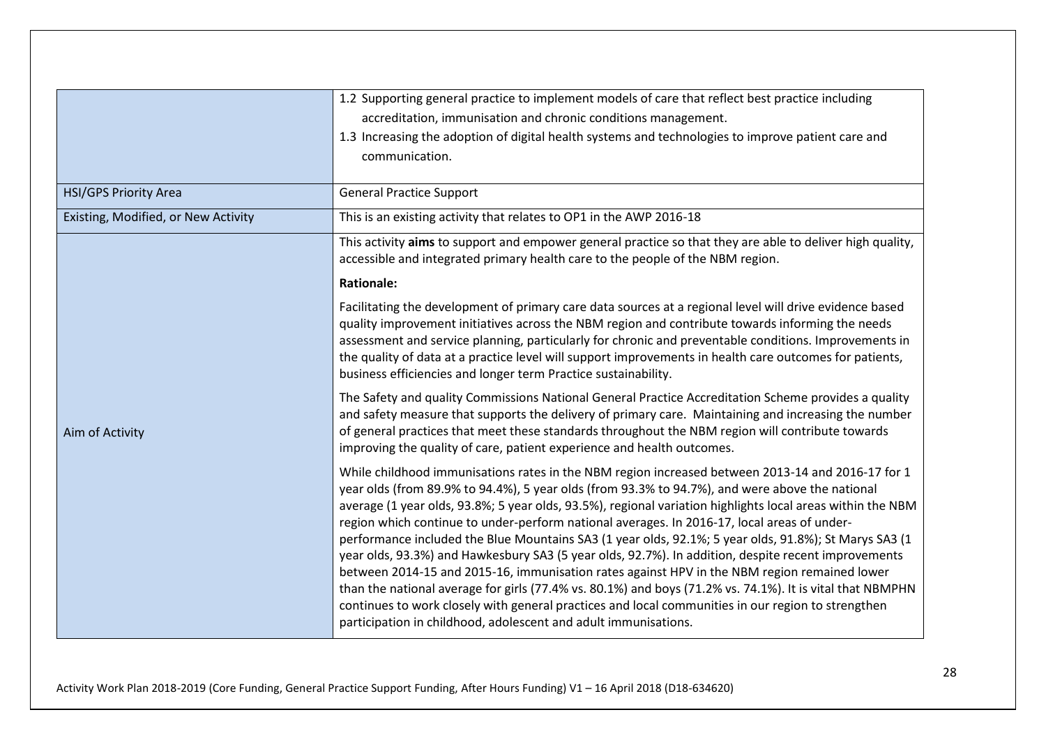| | |
|---|---|
| | 1.2 Supporting general practice to implement models of care that reflect best practice including accreditation, immunisation and chronic conditions management.<br>1.3 Increasing the adoption of digital health systems and technologies to improve patient care and communication. |
| HSI/GPS Priority Area | General Practice Support |
| Existing, Modified, or New Activity | This is an existing activity that relates to OP1 in the AWP 2016-18 |
| Aim of Activity | This activity **aims** to support and empower general practice so that they are able to deliver high quality, accessible and integrated primary health care to the people of the NBM region.<br><br>**Rationale:**<br><br>Facilitating the development of primary care data sources at a regional level will drive evidence based quality improvement initiatives across the NBM region and contribute towards informing the needs assessment and service planning, particularly for chronic and preventable conditions. Improvements in the quality of data at a practice level will support improvements in health care outcomes for patients, business efficiencies and longer term Practice sustainability.<br><br>The Safety and quality Commissions National General Practice Accreditation Scheme provides a quality and safety measure that supports the delivery of primary care. Maintaining and increasing the number of general practices that meet these standards throughout the NBM region will contribute towards improving the quality of care, patient experience and health outcomes.<br><br>While childhood immunisations rates in the NBM region increased between 2013-14 and 2016-17 for 1 year olds (from 89.9% to 94.4%), 5 year olds (from 93.3% to 94.7%), and were above the national average (1 year olds, 93.8%; 5 year olds, 93.5%), regional variation highlights local areas within the NBM region which continue to under-perform national averages. In 2016-17, local areas of under-performance included the Blue Mountains SA3 (1 year olds, 92.1%; 5 year olds, 91.8%); St Marys SA3 (1 year olds, 93.3%) and Hawkesbury SA3 (5 year olds, 92.7%). In addition, despite recent improvements between 2014-15 and 2015-16, immunisation rates against HPV in the NBM region remained lower than the national average for girls (77.4% vs. 80.1%) and boys (71.2% vs. 74.1%). It is vital that NBMPHN continues to work closely with general practices and local communities in our region to strengthen participation in childhood, adolescent and adult immunisations. |

Activity Work Plan 2018-2019 (Core Funding, General Practice Support Funding, After Hours Funding) V1 – 16 April 2018 (D18-634620)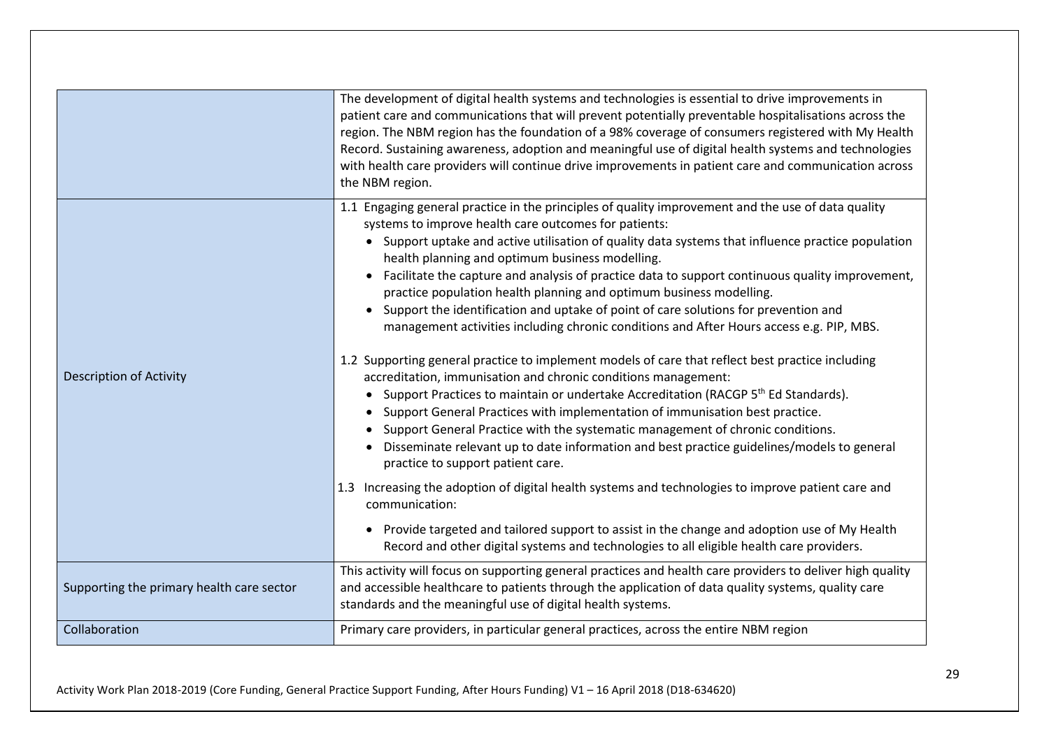| | |
|---|---|
| | The development of digital health systems and technologies is essential to drive improvements in patient care and communications that will prevent potentially preventable hospitalisations across the region. The NBM region has the foundation of a 98% coverage of consumers registered with My Health Record. Sustaining awareness, adoption and meaningful use of digital health systems and technologies with health care providers will continue drive improvements in patient care and communication across the NBM region. |
| Description of Activity | 1.1 Engaging general practice in the principles of quality improvement and the use of data quality systems to improve health care outcomes for patients:<br>• Support uptake and active utilisation of quality data systems that influence practice population health planning and optimum business modelling.<br>• Facilitate the capture and analysis of practice data to support continuous quality improvement, practice population health planning and optimum business modelling.<br>• Support the identification and uptake of point of care solutions for prevention and management activities including chronic conditions and After Hours access e.g. PIP, MBS.<br><br>1.2 Supporting general practice to implement models of care that reflect best practice including accreditation, immunisation and chronic conditions management:<br>• Support Practices to maintain or undertake Accreditation (RACGP 5th Ed Standards).<br>• Support General Practices with implementation of immunisation best practice.<br>• Support General Practice with the systematic management of chronic conditions.<br>• Disseminate relevant up to date information and best practice guidelines/models to general practice to support patient care.<br><br>1.3 Increasing the adoption of digital health systems and technologies to improve patient care and communication:<br>• Provide targeted and tailored support to assist in the change and adoption use of My Health Record and other digital systems and technologies to all eligible health care providers. |
| Supporting the primary health care sector | This activity will focus on supporting general practices and health care providers to deliver high quality and accessible healthcare to patients through the application of data quality systems, quality care standards and the meaningful use of digital health systems. |
| Collaboration | Primary care providers, in particular general practices, across the entire NBM region |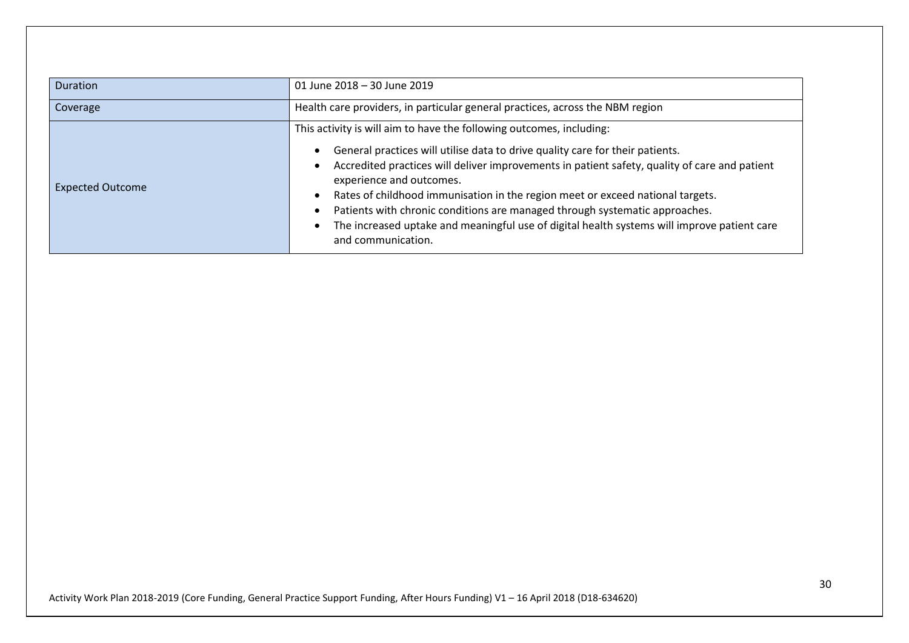| Duration | 01 June 2018 – 30 June 2019 |
| --- | --- |
| Coverage | Health care providers, in particular general practices, across the NBM region |
| Expected Outcome | This activity is will aim to have the following outcomes, including:<br>• General practices will utilise data to drive quality care for their patients.<br>• Accredited practices will deliver improvements in patient safety, quality of care and patient experience and outcomes.<br>• Rates of childhood immunisation in the region meet or exceed national targets.<br>• Patients with chronic conditions are managed through systematic approaches.<br>• The increased uptake and meaningful use of digital health systems will improve patient care and communication. |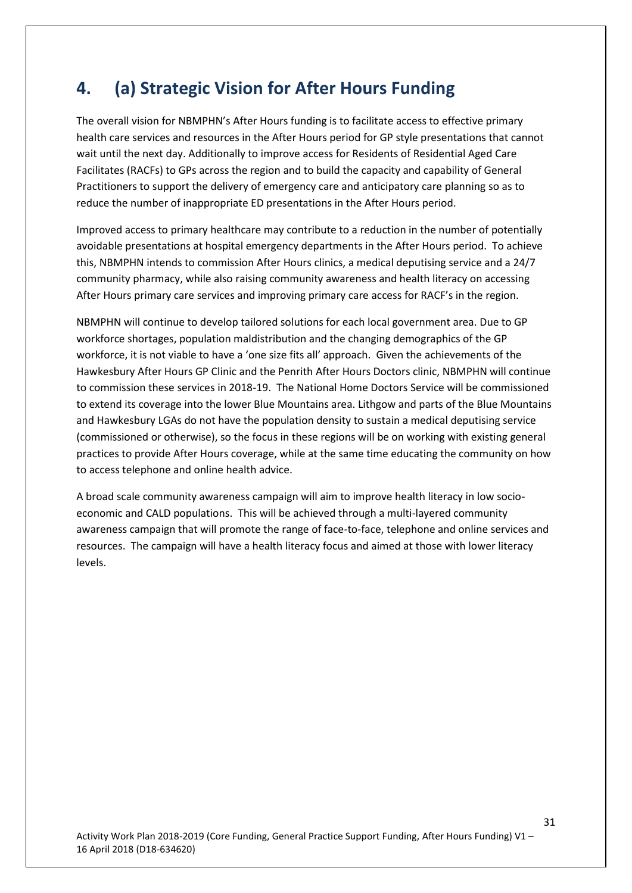# 4. (a) Strategic Vision for After Hours Funding

The overall vision for NBMPHN's After Hours funding is to facilitate access to effective primary health care services and resources in the After Hours period for GP style presentations that cannot wait until the next day. Additionally to improve access for Residents of Residential Aged Care Facilitates (RACFs) to GPs across the region and to build the capacity and capability of General Practitioners to support the delivery of emergency care and anticipatory care planning so as to reduce the number of inappropriate ED presentations in the After Hours period.

Improved access to primary healthcare may contribute to a reduction in the number of potentially avoidable presentations at hospital emergency departments in the After Hours period. To achieve this, NBMPHN intends to commission After Hours clinics, a medical deputising service and a 24/7 community pharmacy, while also raising community awareness and health literacy on accessing After Hours primary care services and improving primary care access for RACF's in the region.

NBMPHN will continue to develop tailored solutions for each local government area. Due to GP workforce shortages, population maldistribution and the changing demographics of the GP workforce, it is not viable to have a 'one size fits all' approach. Given the achievements of the Hawkesbury After Hours GP Clinic and the Penrith After Hours Doctors clinic, NBMPHN will continue to commission these services in 2018-19. The National Home Doctors Service will be commissioned to extend its coverage into the lower Blue Mountains area. Lithgow and parts of the Blue Mountains and Hawkesbury LGAs do not have the population density to sustain a medical deputising service (commissioned or otherwise), so the focus in these regions will be on working with existing general practices to provide After Hours coverage, while at the same time educating the community on how to access telephone and online health advice.

A broad scale community awareness campaign will aim to improve health literacy in low socio-economic and CALD populations. This will be achieved through a multi-layered community awareness campaign that will promote the range of face-to-face, telephone and online services and resources. The campaign will have a health literacy focus and aimed at those with lower literacy levels.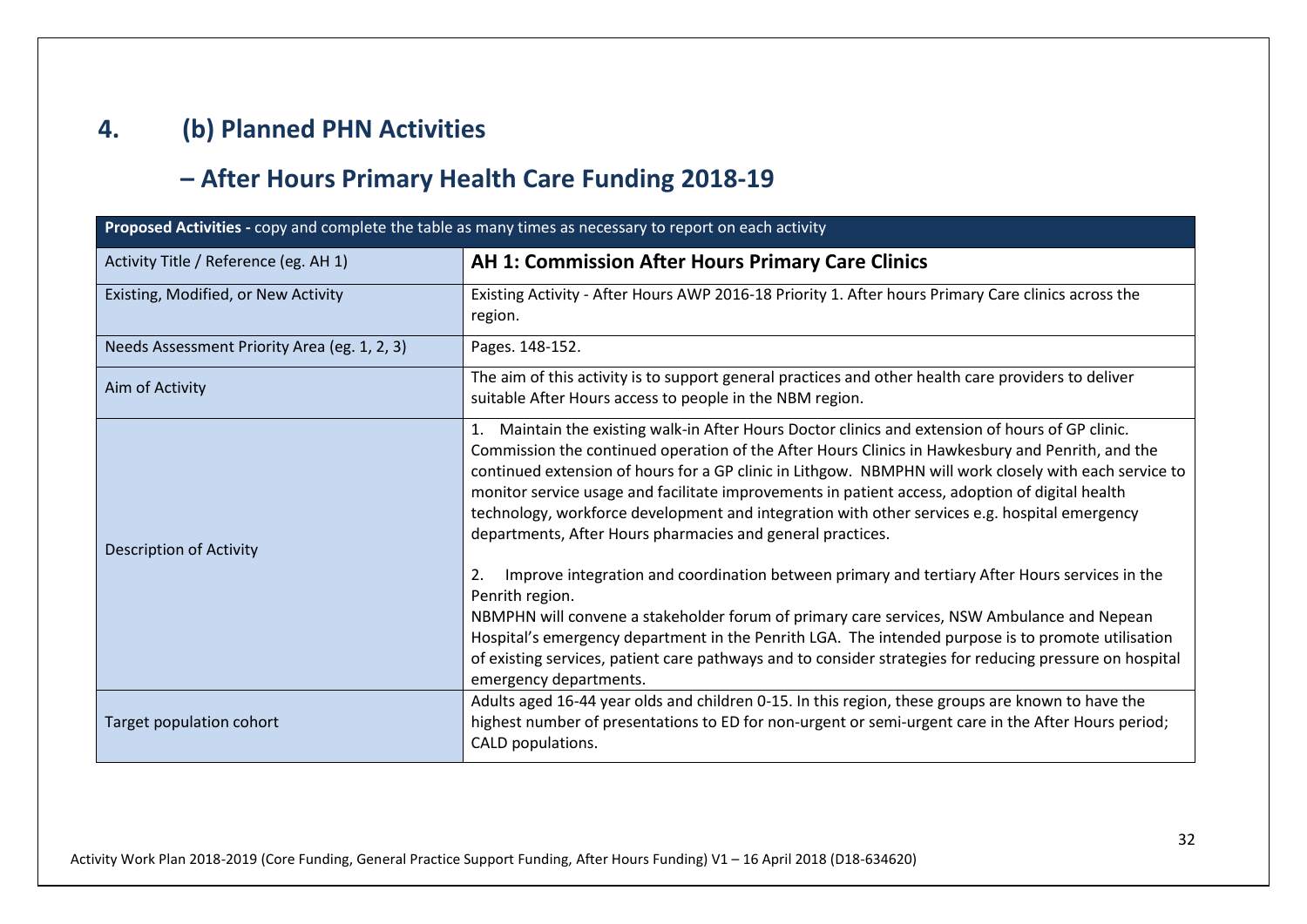# 4. (b) Planned PHN Activities

## – After Hours Primary Health Care Funding 2018-19

| **Proposed Activities -** copy and complete the table as many times as necessary to report on each activity | |
|---|---|
| Activity Title / Reference (eg. AH 1) | **AH 1: Commission After Hours Primary Care Clinics** |
| Existing, Modified, or New Activity | Existing Activity - After Hours AWP 2016-18 Priority 1. After hours Primary Care clinics across the region. |
| Needs Assessment Priority Area (eg. 1, 2, 3) | Pages. 148-152. |
| Aim of Activity | The aim of this activity is to support general practices and other health care providers to deliver suitable After Hours access to people in the NBM region. |
| Description of Activity | 1. Maintain the existing walk-in After Hours Doctor clinics and extension of hours of GP clinic. Commission the continued operation of the After Hours Clinics in Hawkesbury and Penrith, and the continued extension of hours for a GP clinic in Lithgow. NBMPHN will work closely with each service to monitor service usage and facilitate improvements in patient access, adoption of digital health technology, workforce development and integration with other services e.g. hospital emergency departments, After Hours pharmacies and general practices.<br><br>2. Improve integration and coordination between primary and tertiary After Hours services in the Penrith region.<br>NBMPHN will convene a stakeholder forum of primary care services, NSW Ambulance and Nepean Hospital's emergency department in the Penrith LGA. The intended purpose is to promote utilisation of existing services, patient care pathways and to consider strategies for reducing pressure on hospital emergency departments. |
| Target population cohort | Adults aged 16-44 year olds and children 0-15. In this region, these groups are known to have the highest number of presentations to ED for non-urgent or semi-urgent care in the After Hours period; CALD populations. |

Activity Work Plan 2018-2019 (Core Funding, General Practice Support Funding, After Hours Funding) V1 – 16 April 2018 (D18-634620)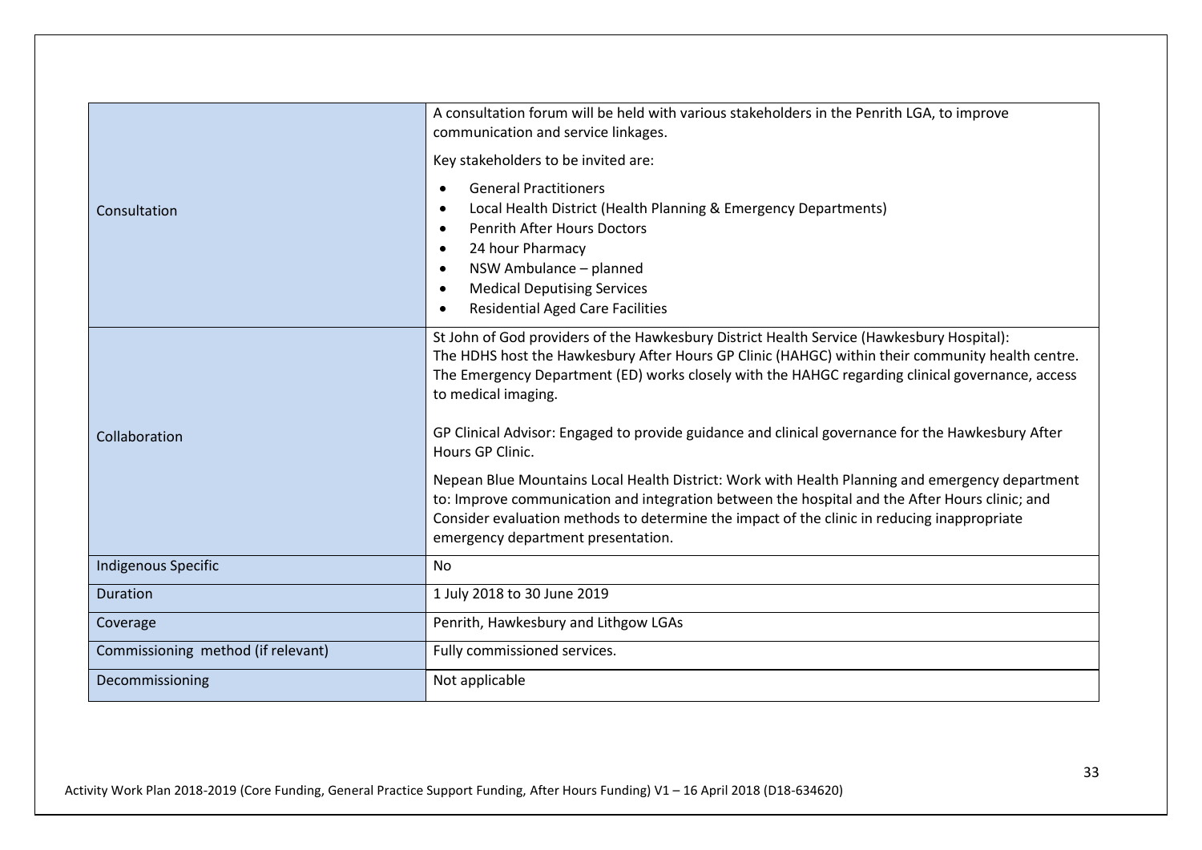| | |
|---|---|
| Consultation | A consultation forum will be held with various stakeholders in the Penrith LGA, to improve communication and service linkages.<br><br>Key stakeholders to be invited are:<br><br>• General Practitioners<br>• Local Health District (Health Planning & Emergency Departments)<br>• Penrith After Hours Doctors<br>• 24 hour Pharmacy<br>• NSW Ambulance – planned<br>• Medical Deputising Services<br>• Residential Aged Care Facilities |
| Collaboration | St John of God providers of the Hawkesbury District Health Service (Hawkesbury Hospital):<br>The HDHS host the Hawkesbury After Hours GP Clinic (HAHGC) within their community health centre. The Emergency Department (ED) works closely with the HAHGC regarding clinical governance, access to medical imaging.<br><br>GP Clinical Advisor: Engaged to provide guidance and clinical governance for the Hawkesbury After Hours GP Clinic.<br><br>Nepean Blue Mountains Local Health District: Work with Health Planning and emergency department to: Improve communication and integration between the hospital and the After Hours clinic; and Consider evaluation methods to determine the impact of the clinic in reducing inappropriate emergency department presentation. |
| Indigenous Specific | No |
| Duration | 1 July 2018 to 30 June 2019 |
| Coverage | Penrith, Hawkesbury and Lithgow LGAs |
| Commissioning method (if relevant) | Fully commissioned services. |
| Decommissioning | Not applicable |

Activity Work Plan 2018-2019 (Core Funding, General Practice Support Funding, After Hours Funding) V1 – 16 April 2018 (D18-634620)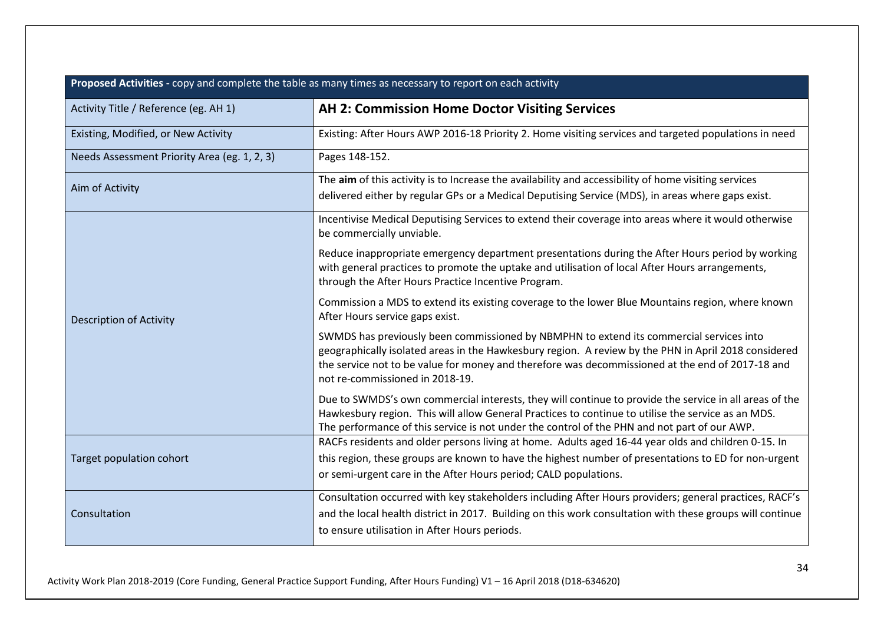| **Proposed Activities -** copy and complete the table as many times as necessary to report on each activity | |
|---|---|
| Activity Title / Reference (eg. AH 1) | **AH 2: Commission Home Doctor Visiting Services** |
| Existing, Modified, or New Activity | Existing: After Hours AWP 2016-18 Priority 2. Home visiting services and targeted populations in need |
| Needs Assessment Priority Area (eg. 1, 2, 3) | Pages 148-152. |
| Aim of Activity | The **aim** of this activity is to Increase the availability and accessibility of home visiting services delivered either by regular GPs or a Medical Deputising Service (MDS), in areas where gaps exist. |
| Description of Activity | Incentivise Medical Deputising Services to extend their coverage into areas where it would otherwise be commercially unviable.<br><br>Reduce inappropriate emergency department presentations during the After Hours period by working with general practices to promote the uptake and utilisation of local After Hours arrangements, through the After Hours Practice Incentive Program.<br><br>Commission a MDS to extend its existing coverage to the lower Blue Mountains region, where known After Hours service gaps exist.<br><br>SWMDS has previously been commissioned by NBMPHN to extend its commercial services into geographically isolated areas in the Hawkesbury region. A review by the PHN in April 2018 considered the service not to be value for money and therefore was decommissioned at the end of 2017-18 and not re-commissioned in 2018-19.<br><br>Due to SWMDS's own commercial interests, they will continue to provide the service in all areas of the Hawkesbury region. This will allow General Practices to continue to utilise the service as an MDS. The performance of this service is not under the control of the PHN and not part of our AWP. |
| Target population cohort | RACFs residents and older persons living at home. Adults aged 16-44 year olds and children 0-15. In this region, these groups are known to have the highest number of presentations to ED for non-urgent or semi-urgent care in the After Hours period; CALD populations. |
| Consultation | Consultation occurred with key stakeholders including After Hours providers; general practices, RACF's and the local health district in 2017. Building on this work consultation with these groups will continue to ensure utilisation in After Hours periods. |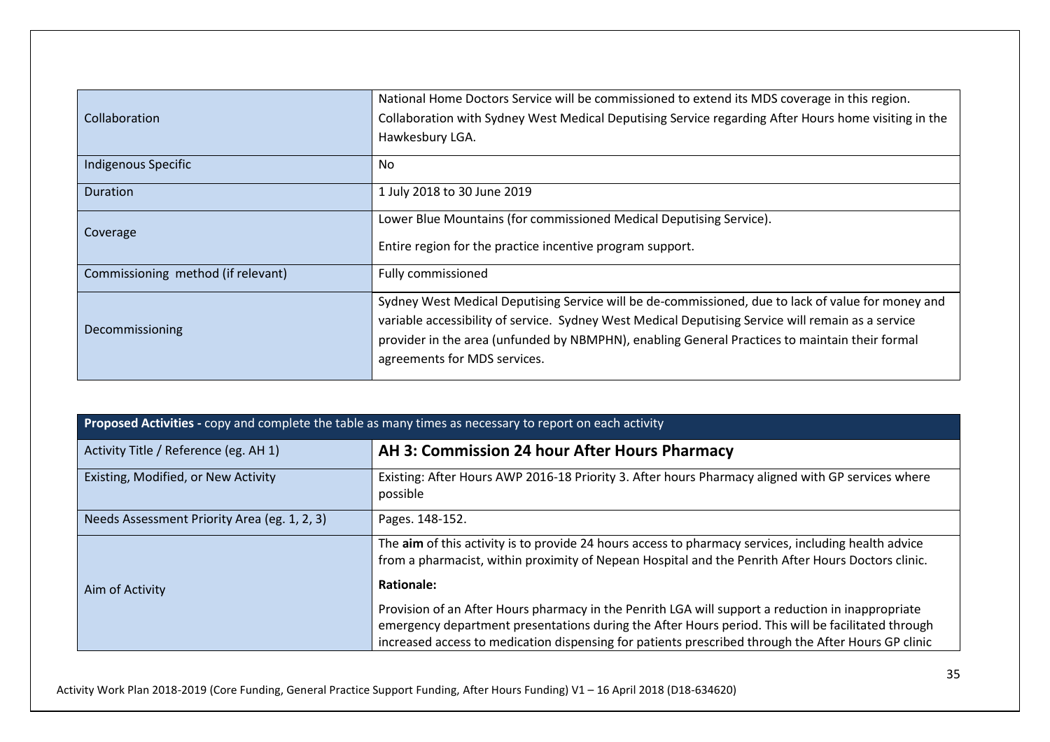| | |
|---|---|
| Collaboration | National Home Doctors Service will be commissioned to extend its MDS coverage in this region.<br>Collaboration with Sydney West Medical Deputising Service regarding After Hours home visiting in the Hawkesbury LGA. |
| Indigenous Specific | No |
| Duration | 1 July 2018 to 30 June 2019 |
| Coverage | Lower Blue Mountains (for commissioned Medical Deputising Service).<br><br>Entire region for the practice incentive program support. |
| Commissioning method (if relevant) | Fully commissioned |
| Decommissioning | Sydney West Medical Deputising Service will be de-commissioned, due to lack of value for money and variable accessibility of service. Sydney West Medical Deputising Service will remain as a service provider in the area (unfunded by NBMPHN), enabling General Practices to maintain their formal agreements for MDS services. |

| **Proposed Activities -** copy and complete the table as many times as necessary to report on each activity | |
|---|---|
| Activity Title / Reference (eg. AH 1) | **AH 3: Commission 24 hour After Hours Pharmacy** |
| Existing, Modified, or New Activity | Existing: After Hours AWP 2016-18 Priority 3. After hours Pharmacy aligned with GP services where possible |
| Needs Assessment Priority Area (eg. 1, 2, 3) | Pages. 148-152. |
| Aim of Activity | The **aim** of this activity is to provide 24 hours access to pharmacy services, including health advice from a pharmacist, within proximity of Nepean Hospital and the Penrith After Hours Doctors clinic.<br><br>**Rationale:**<br><br>Provision of an After Hours pharmacy in the Penrith LGA will support a reduction in inappropriate emergency department presentations during the After Hours period. This will be facilitated through increased access to medication dispensing for patients prescribed through the After Hours GP clinic |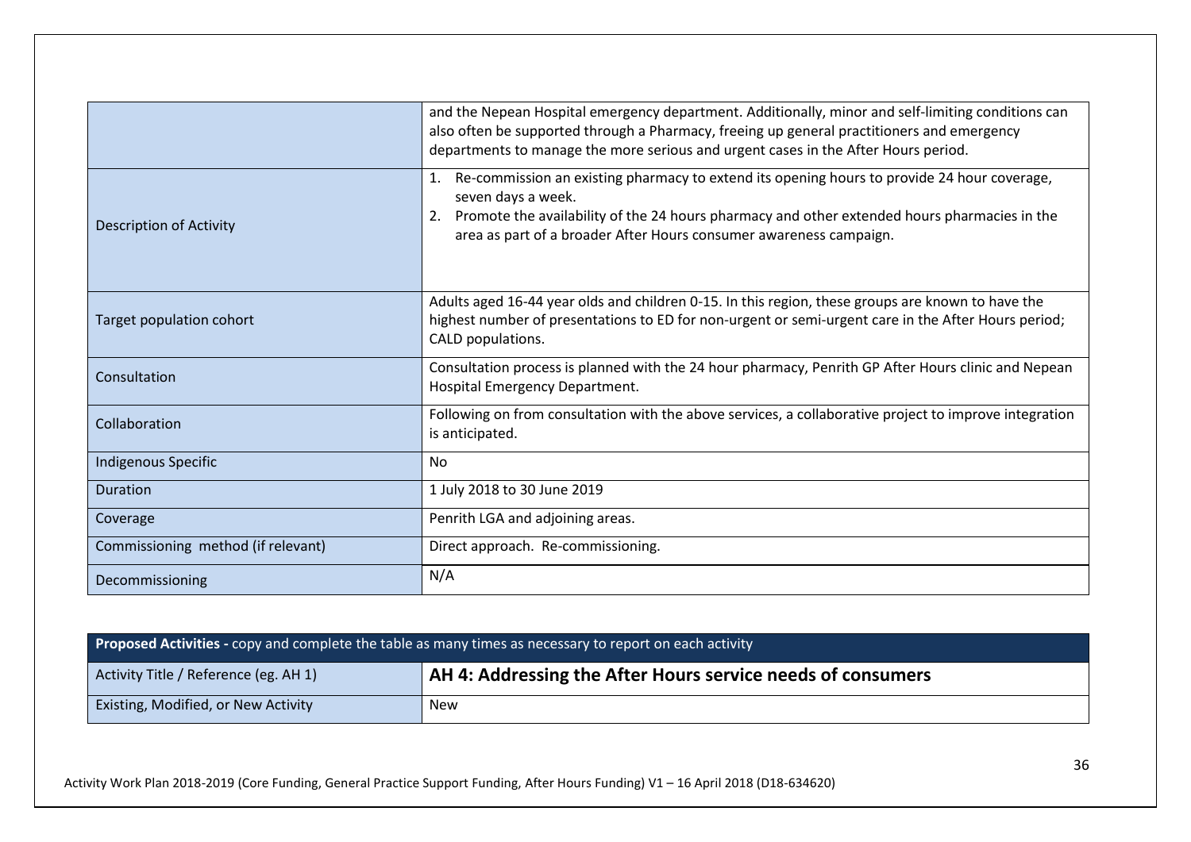| | |
|---|---|
| | and the Nepean Hospital emergency department. Additionally, minor and self-limiting conditions can also often be supported through a Pharmacy, freeing up general practitioners and emergency departments to manage the more serious and urgent cases in the After Hours period. |
| Description of Activity | 1. Re-commission an existing pharmacy to extend its opening hours to provide 24 hour coverage, seven days a week.<br>2. Promote the availability of the 24 hours pharmacy and other extended hours pharmacies in the area as part of a broader After Hours consumer awareness campaign. |
| Target population cohort | Adults aged 16-44 year olds and children 0-15. In this region, these groups are known to have the highest number of presentations to ED for non-urgent or semi-urgent care in the After Hours period; CALD populations. |
| Consultation | Consultation process is planned with the 24 hour pharmacy, Penrith GP After Hours clinic and Nepean Hospital Emergency Department. |
| Collaboration | Following on from consultation with the above services, a collaborative project to improve integration is anticipated. |
| Indigenous Specific | No |
| Duration | 1 July 2018 to 30 June 2019 |
| Coverage | Penrith LGA and adjoining areas. |
| Commissioning method (if relevant) | Direct approach. Re-commissioning. |
| Decommissioning | N/A |

| **Proposed Activities -** copy and complete the table as many times as necessary to report on each activity | |
|---|---|
| Activity Title / Reference (eg. AH 1) | **AH 4: Addressing the After Hours service needs of consumers** |
| Existing, Modified, or New Activity | New |

Activity Work Plan 2018-2019 (Core Funding, General Practice Support Funding, After Hours Funding) V1 – 16 April 2018 (D18-634620)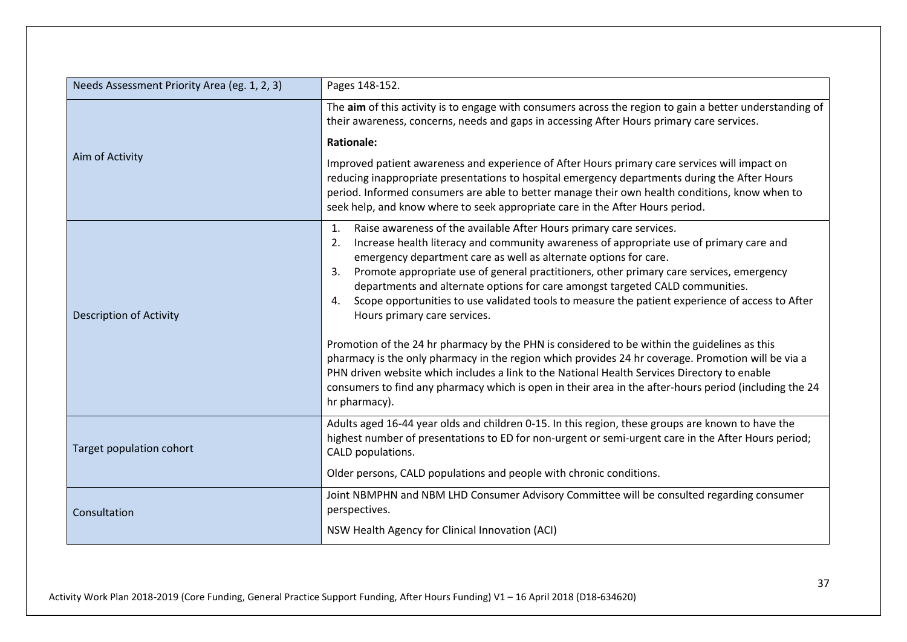| Needs Assessment Priority Area (eg. 1, 2, 3) | Pages 148-152. |
|---|---|
| Aim of Activity | The **aim** of this activity is to engage with consumers across the region to gain a better understanding of their awareness, concerns, needs and gaps in accessing After Hours primary care services.<br><br>**Rationale:**<br><br>Improved patient awareness and experience of After Hours primary care services will impact on reducing inappropriate presentations to hospital emergency departments during the After Hours period. Informed consumers are able to better manage their own health conditions, know when to seek help, and know where to seek appropriate care in the After Hours period. |
| Description of Activity | 1. Raise awareness of the available After Hours primary care services.<br>2. Increase health literacy and community awareness of appropriate use of primary care and emergency department care as well as alternate options for care.<br>3. Promote appropriate use of general practitioners, other primary care services, emergency departments and alternate options for care amongst targeted CALD communities.<br>4. Scope opportunities to use validated tools to measure the patient experience of access to After Hours primary care services.<br><br>Promotion of the 24 hr pharmacy by the PHN is considered to be within the guidelines as this pharmacy is the only pharmacy in the region which provides 24 hr coverage. Promotion will be via a PHN driven website which includes a link to the National Health Services Directory to enable consumers to find any pharmacy which is open in their area in the after-hours period (including the 24 hr pharmacy). |
| Target population cohort | Adults aged 16-44 year olds and children 0-15. In this region, these groups are known to have the highest number of presentations to ED for non-urgent or semi-urgent care in the After Hours period; CALD populations.<br><br>Older persons, CALD populations and people with chronic conditions. |
| Consultation | Joint NBMPHN and NBM LHD Consumer Advisory Committee will be consulted regarding consumer perspectives.<br><br>NSW Health Agency for Clinical Innovation (ACI) |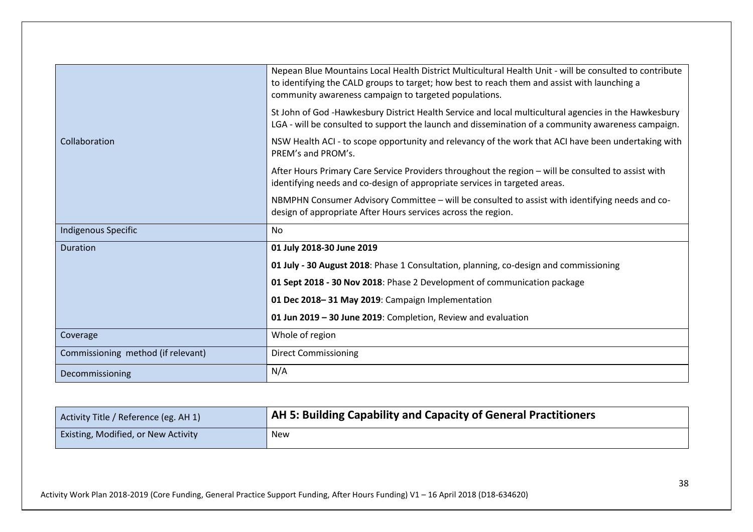| | |
|---|---|
| Collaboration | Nepean Blue Mountains Local Health District Multicultural Health Unit - will be consulted to contribute to identifying the CALD groups to target; how best to reach them and assist with launching a community awareness campaign to targeted populations.<br><br>St John of God -Hawkesbury District Health Service and local multicultural agencies in the Hawkesbury LGA - will be consulted to support the launch and dissemination of a community awareness campaign.<br><br>NSW Health ACI - to scope opportunity and relevancy of the work that ACI have been undertaking with PREM's and PROM's.<br><br>After Hours Primary Care Service Providers throughout the region – will be consulted to assist with identifying needs and co-design of appropriate services in targeted areas.<br><br>NBMPHN Consumer Advisory Committee – will be consulted to assist with identifying needs and co-design of appropriate After Hours services across the region. |
| Indigenous Specific | No |
| Duration | **01 July 2018-30 June 2019**<br><br>**01 July - 30 August 2018**: Phase 1 Consultation, planning, co-design and commissioning<br><br>**01 Sept 2018 - 30 Nov 2018**: Phase 2 Development of communication package<br><br>**01 Dec 2018– 31 May 2019**: Campaign Implementation<br><br>**01 Jun 2019 – 30 June 2019**: Completion, Review and evaluation |
| Coverage | Whole of region |
| Commissioning method (if relevant) | Direct Commissioning |
| Decommissioning | N/A |

| Activity Title / Reference (eg. AH 1) | **AH 5: Building Capability and Capacity of General Practitioners** |
|---|---|
| Existing, Modified, or New Activity | New |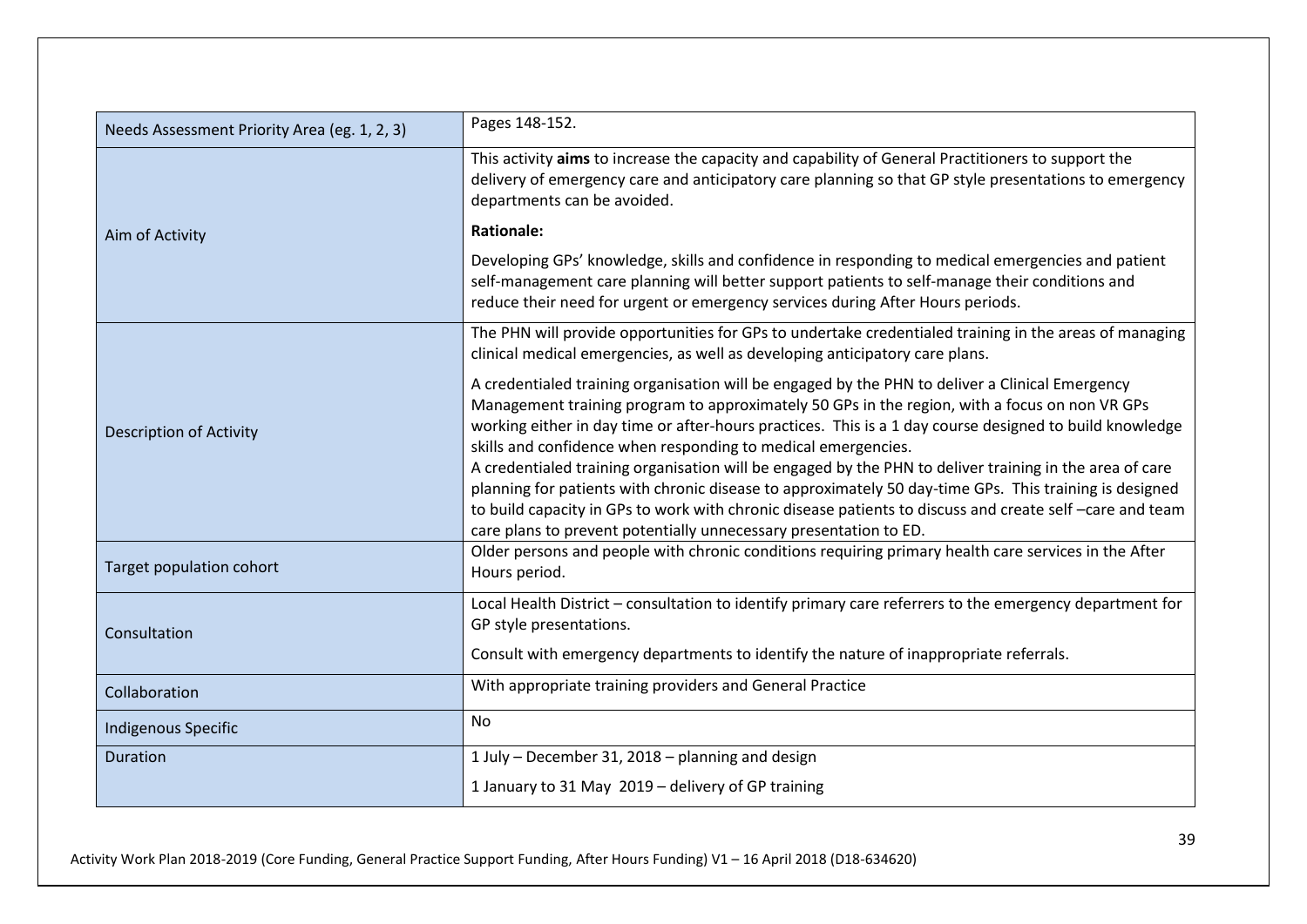| Needs Assessment Priority Area (eg. 1, 2, 3) | Pages 148-152. |
|---|---|
| Aim of Activity | This activity **aims** to increase the capacity and capability of General Practitioners to support the delivery of emergency care and anticipatory care planning so that GP style presentations to emergency departments can be avoided.<br><br>**Rationale:**<br><br>Developing GPs' knowledge, skills and confidence in responding to medical emergencies and patient self-management care planning will better support patients to self-manage their conditions and reduce their need for urgent or emergency services during After Hours periods. |
| Description of Activity | The PHN will provide opportunities for GPs to undertake credentialed training in the areas of managing clinical medical emergencies, as well as developing anticipatory care plans.<br><br>A credentialed training organisation will be engaged by the PHN to deliver a Clinical Emergency Management training program to approximately 50 GPs in the region, with a focus on non VR GPs working either in day time or after-hours practices. This is a 1 day course designed to build knowledge skills and confidence when responding to medical emergencies.<br>A credentialed training organisation will be engaged by the PHN to deliver training in the area of care planning for patients with chronic disease to approximately 50 day-time GPs. This training is designed to build capacity in GPs to work with chronic disease patients to discuss and create self –care and team care plans to prevent potentially unnecessary presentation to ED. |
| Target population cohort | Older persons and people with chronic conditions requiring primary health care services in the After Hours period. |
| Consultation | Local Health District – consultation to identify primary care referrers to the emergency department for GP style presentations.<br><br>Consult with emergency departments to identify the nature of inappropriate referrals. |
| Collaboration | With appropriate training providers and General Practice |
| Indigenous Specific | No |
| Duration | 1 July – December 31, 2018 – planning and design<br><br>1 January to 31 May 2019 – delivery of GP training |

Activity Work Plan 2018-2019 (Core Funding, General Practice Support Funding, After Hours Funding) V1 – 16 April 2018 (D18-634620)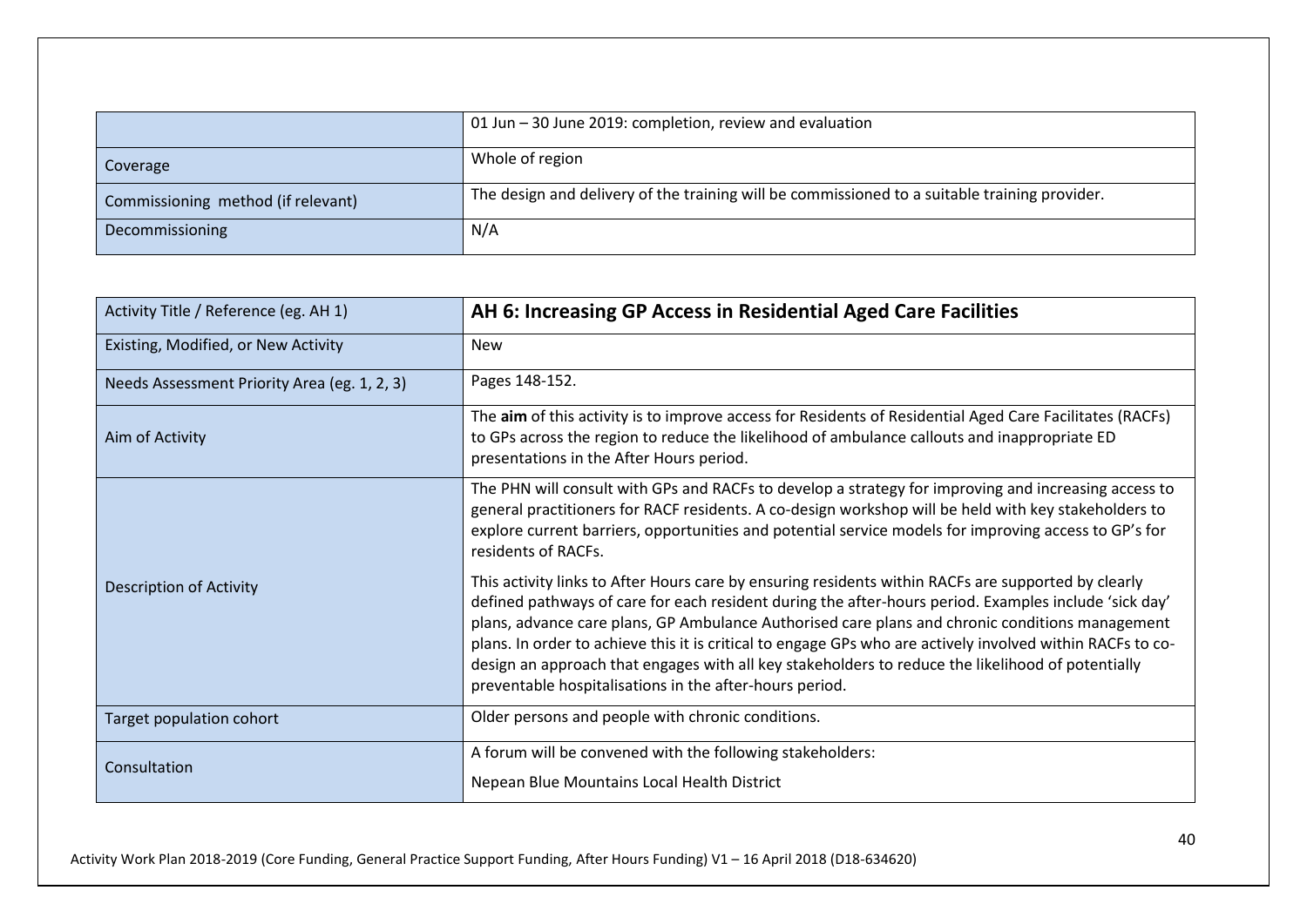| | |
|---|---|
| | 01 Jun – 30 June 2019: completion, review and evaluation |
| Coverage | Whole of region |
| Commissioning method (if relevant) | The design and delivery of the training will be commissioned to a suitable training provider. |
| Decommissioning | N/A |

| Activity Title / Reference (eg. AH 1) | **AH 6: Increasing GP Access in Residential Aged Care Facilities** |
|---|---|
| Existing, Modified, or New Activity | New |
| Needs Assessment Priority Area (eg. 1, 2, 3) | Pages 148-152. |
| Aim of Activity | The **aim** of this activity is to improve access for Residents of Residential Aged Care Facilitates (RACFs) to GPs across the region to reduce the likelihood of ambulance callouts and inappropriate ED presentations in the After Hours period. |
| Description of Activity | The PHN will consult with GPs and RACFs to develop a strategy for improving and increasing access to general practitioners for RACF residents. A co-design workshop will be held with key stakeholders to explore current barriers, opportunities and potential service models for improving access to GP's for residents of RACFs.<br><br>This activity links to After Hours care by ensuring residents within RACFs are supported by clearly defined pathways of care for each resident during the after-hours period. Examples include 'sick day' plans, advance care plans, GP Ambulance Authorised care plans and chronic conditions management plans. In order to achieve this it is critical to engage GPs who are actively involved within RACFs to co-design an approach that engages with all key stakeholders to reduce the likelihood of potentially preventable hospitalisations in the after-hours period. |
| Target population cohort | Older persons and people with chronic conditions. |
| Consultation | A forum will be convened with the following stakeholders:<br><br>Nepean Blue Mountains Local Health District |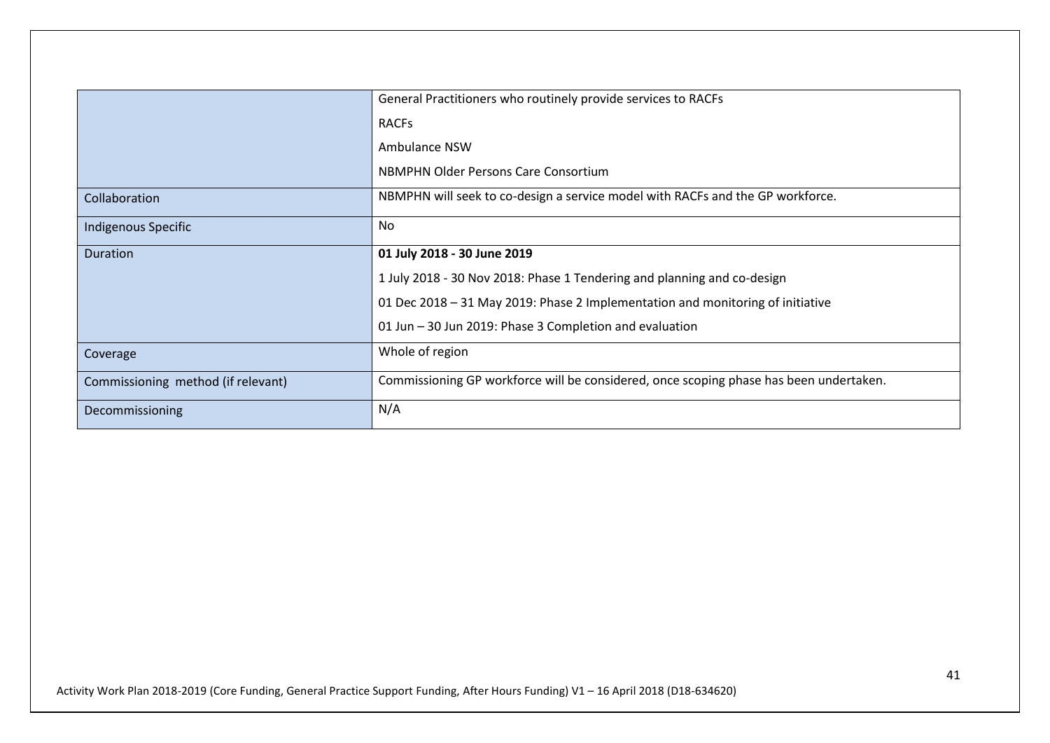| | |
|---|---|
| | General Practitioners who routinely provide services to RACFs<br>RACFs<br>Ambulance NSW<br>NBMPHN Older Persons Care Consortium |
| Collaboration | NBMPHN will seek to co-design a service model with RACFs and the GP workforce. |
| Indigenous Specific | No |
| Duration | **01 July 2018 - 30 June 2019**<br>1 July 2018 - 30 Nov 2018: Phase 1 Tendering and planning and co-design<br>01 Dec 2018 – 31 May 2019: Phase 2 Implementation and monitoring of initiative<br>01 Jun – 30 Jun 2019: Phase 3 Completion and evaluation |
| Coverage | Whole of region |
| Commissioning method (if relevant) | Commissioning GP workforce will be considered, once scoping phase has been undertaken. |
| Decommissioning | N/A |